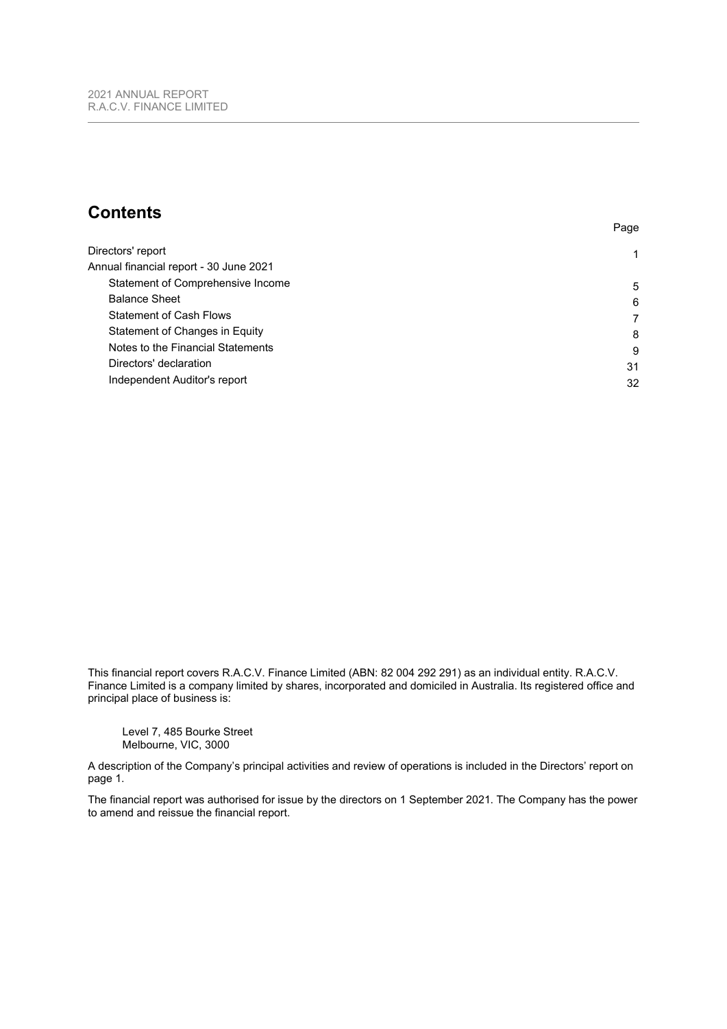# Contents

| | Page |
|---|---|
| Directors' report | 1 |
| Annual financial report - 30 June 2021 | |
| Statement of Comprehensive Income | 5 |
| Balance Sheet | 6 |
| Statement of Cash Flows | 7 |
| Statement of Changes in Equity | 8 |
| Notes to the Financial Statements | 9 |
| Directors' declaration | 31 |
| Independent Auditor's report | 32 |

This financial report covers R.A.C.V. Finance Limited (ABN: 82 004 292 291) as an individual entity. R.A.C.V. Finance Limited is a company limited by shares, incorporated and domiciled in Australia. Its registered office and principal place of business is:

Level 7, 485 Bourke Street
Melbourne, VIC, 3000

A description of the Company's principal activities and review of operations is included in the Directors' report on page 1.

The financial report was authorised for issue by the directors on 1 September 2021. The Company has the power to amend and reissue the financial report.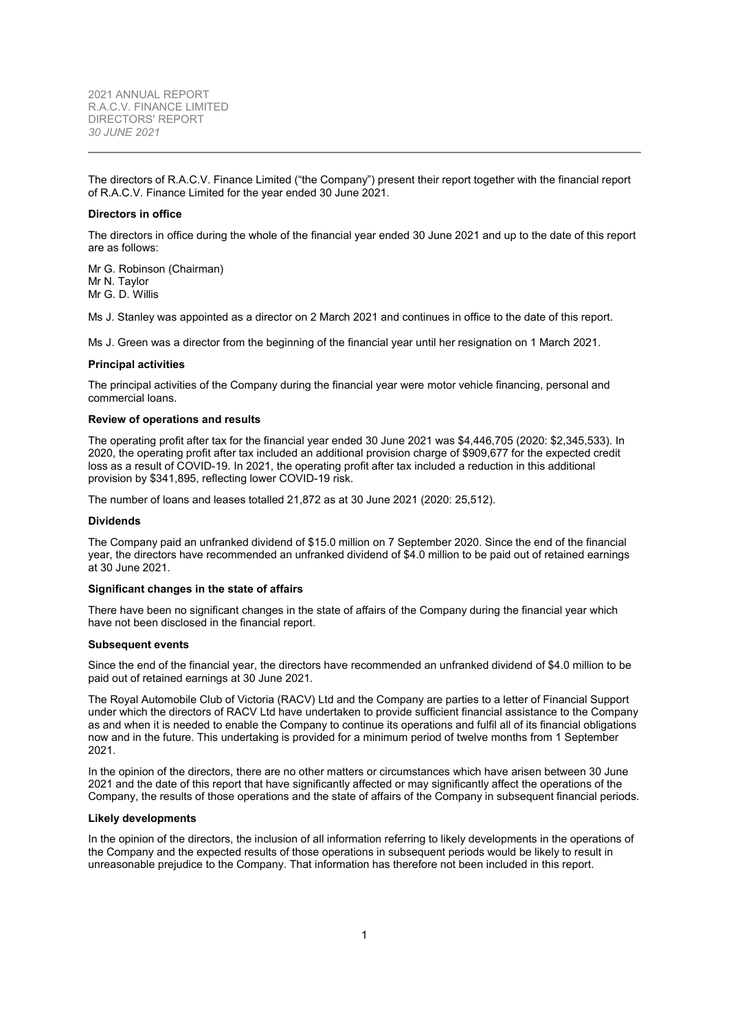The directors of R.A.C.V. Finance Limited ("the Company") present their report together with the financial report of R.A.C.V. Finance Limited for the year ended 30 June 2021.

**Directors in office**

The directors in office during the whole of the financial year ended 30 June 2021 and up to the date of this report are as follows:

Mr G. Robinson (Chairman)
Mr N. Taylor
Mr G. D. Willis

Ms J. Stanley was appointed as a director on 2 March 2021 and continues in office to the date of this report.

Ms J. Green was a director from the beginning of the financial year until her resignation on 1 March 2021.

**Principal activities**

The principal activities of the Company during the financial year were motor vehicle financing, personal and commercial loans.

**Review of operations and results**

The operating profit after tax for the financial year ended 30 June 2021 was $4,446,705 (2020: $2,345,533). In 2020, the operating profit after tax included an additional provision charge of $909,677 for the expected credit loss as a result of COVID-19. In 2021, the operating profit after tax included a reduction in this additional provision by $341,895, reflecting lower COVID-19 risk.

The number of loans and leases totalled 21,872 as at 30 June 2021 (2020: 25,512).

**Dividends**

The Company paid an unfranked dividend of $15.0 million on 7 September 2020. Since the end of the financial year, the directors have recommended an unfranked dividend of $4.0 million to be paid out of retained earnings at 30 June 2021.

**Significant changes in the state of affairs**

There have been no significant changes in the state of affairs of the Company during the financial year which have not been disclosed in the financial report.

**Subsequent events**

Since the end of the financial year, the directors have recommended an unfranked dividend of $4.0 million to be paid out of retained earnings at 30 June 2021.

The Royal Automobile Club of Victoria (RACV) Ltd and the Company are parties to a letter of Financial Support under which the directors of RACV Ltd have undertaken to provide sufficient financial assistance to the Company as and when it is needed to enable the Company to continue its operations and fulfil all of its financial obligations now and in the future. This undertaking is provided for a minimum period of twelve months from 1 September 2021.

In the opinion of the directors, there are no other matters or circumstances which have arisen between 30 June 2021 and the date of this report that have significantly affected or may significantly affect the operations of the Company, the results of those operations and the state of affairs of the Company in subsequent financial periods.

**Likely developments**

In the opinion of the directors, the inclusion of all information referring to likely developments in the operations of the Company and the expected results of those operations in subsequent periods would be likely to result in unreasonable prejudice to the Company. That information has therefore not been included in this report.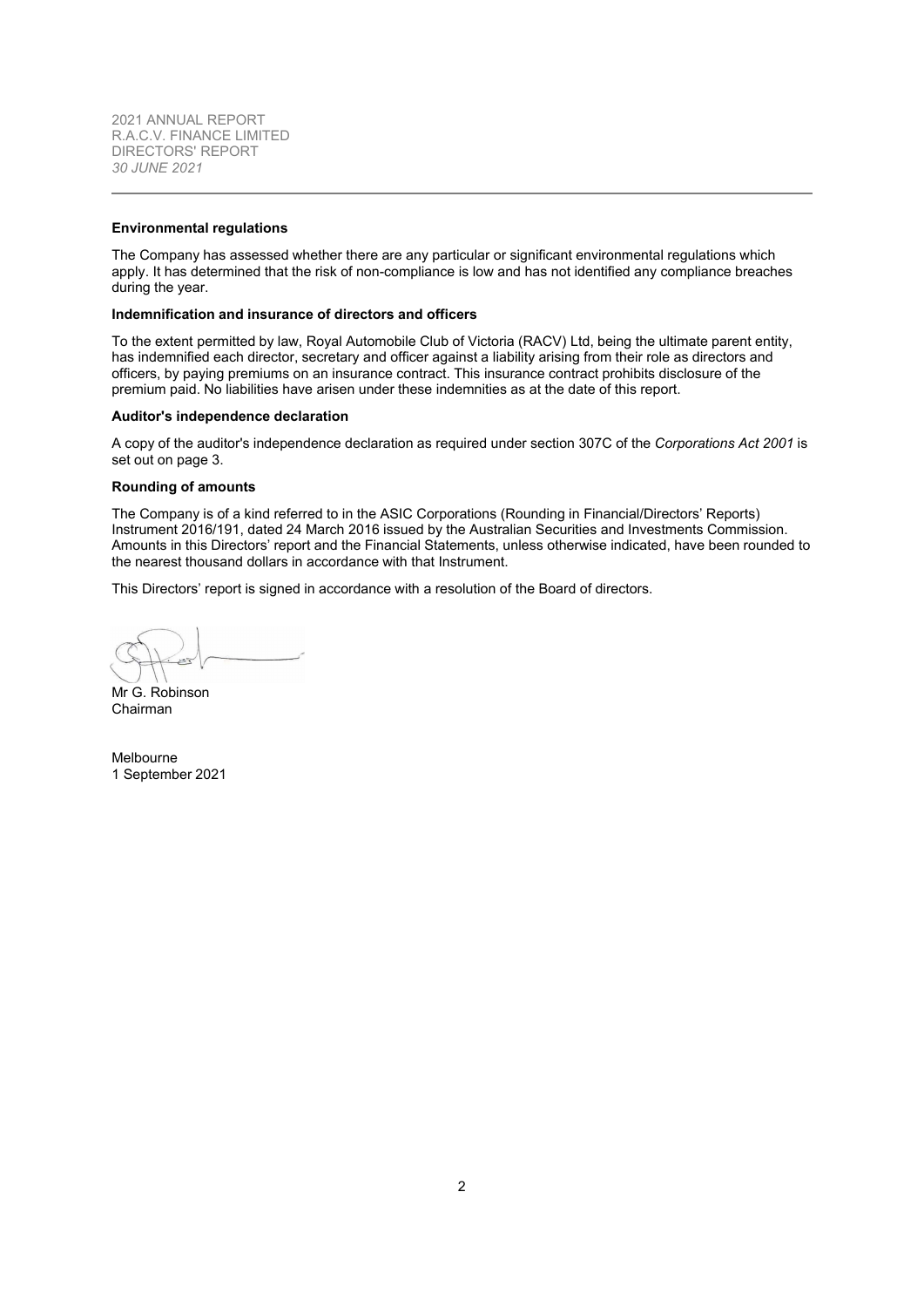### Environmental regulations

The Company has assessed whether there are any particular or significant environmental regulations which apply. It has determined that the risk of non-compliance is low and has not identified any compliance breaches during the year.

### Indemnification and insurance of directors and officers

To the extent permitted by law, Royal Automobile Club of Victoria (RACV) Ltd, being the ultimate parent entity, has indemnified each director, secretary and officer against a liability arising from their role as directors and officers, by paying premiums on an insurance contract. This insurance contract prohibits disclosure of the premium paid. No liabilities have arisen under these indemnities as at the date of this report.

### Auditor's independence declaration

A copy of the auditor's independence declaration as required under section 307C of the *Corporations Act 2001* is set out on page 3.

### Rounding of amounts

The Company is of a kind referred to in the ASIC Corporations (Rounding in Financial/Directors' Reports) Instrument 2016/191, dated 24 March 2016 issued by the Australian Securities and Investments Commission. Amounts in this Directors' report and the Financial Statements, unless otherwise indicated, have been rounded to the nearest thousand dollars in accordance with that Instrument.

This Directors' report is signed in accordance with a resolution of the Board of directors.

Mr G. Robinson
Chairman

Melbourne
1 September 2021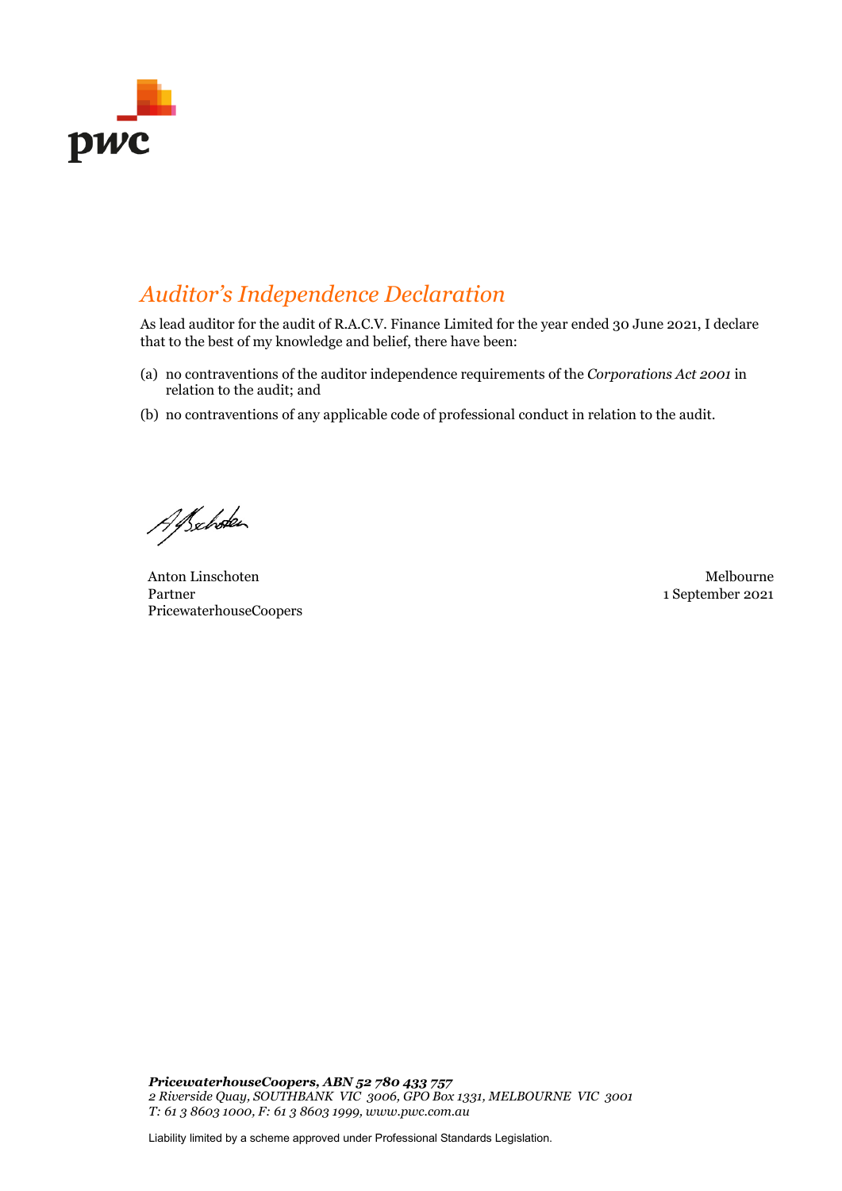# *Auditor's Independence Declaration*

As lead auditor for the audit of R.A.C.V. Finance Limited for the year ended 30 June 2021, I declare that to the best of my knowledge and belief, there have been:

(a) no contraventions of the auditor independence requirements of the *Corporations Act 2001* in relation to the audit; and

(b) no contraventions of any applicable code of professional conduct in relation to the audit.

Anton Linschoten
Partner
PricewaterhouseCoopers

Melbourne
1 September 2021

***PricewaterhouseCoopers, ABN 52 780 433 757***
*2 Riverside Quay, SOUTHBANK VIC 3006, GPO Box 1331, MELBOURNE VIC 3001*
*T: 61 3 8603 1000, F: 61 3 8603 1999, www.pwc.com.au*

Liability limited by a scheme approved under Professional Standards Legislation.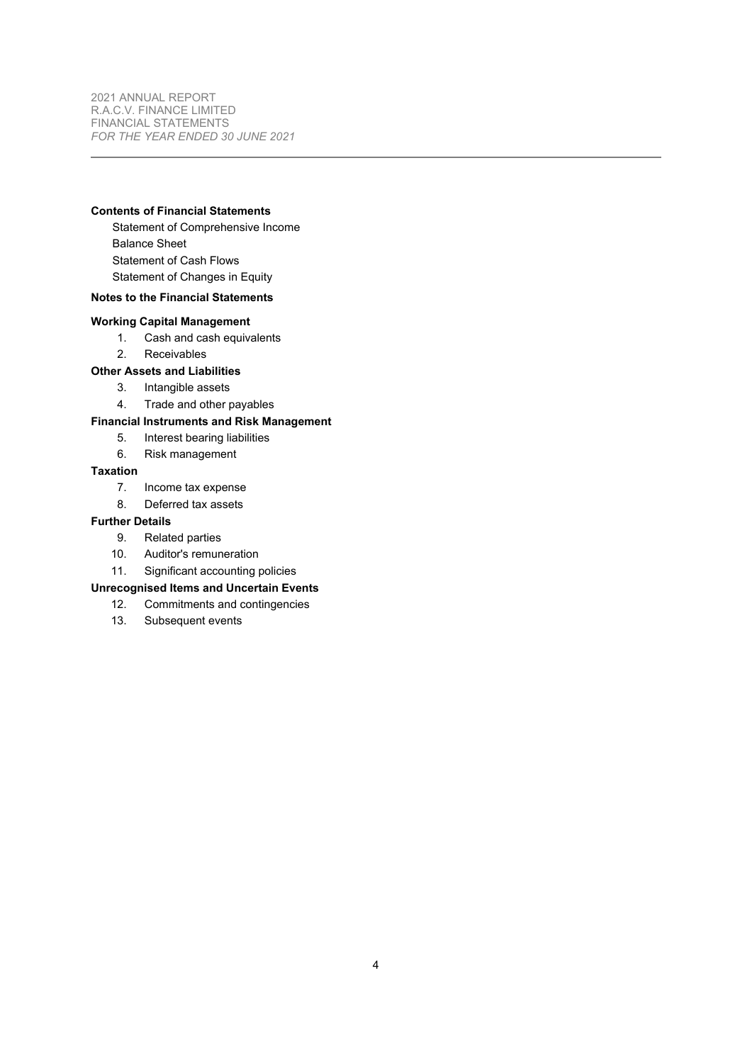**Contents of Financial Statements**

- Statement of Comprehensive Income
- Balance Sheet
- Statement of Cash Flows
- Statement of Changes in Equity

**Notes to the Financial Statements**

**Working Capital Management**

1. Cash and cash equivalents
2. Receivables

**Other Assets and Liabilities**

3. Intangible assets
4. Trade and other payables

**Financial Instruments and Risk Management**

5. Interest bearing liabilities
6. Risk management

**Taxation**

7. Income tax expense
8. Deferred tax assets

**Further Details**

9. Related parties
10. Auditor's remuneration
11. Significant accounting policies

**Unrecognised Items and Uncertain Events**

12. Commitments and contingencies
13. Subsequent events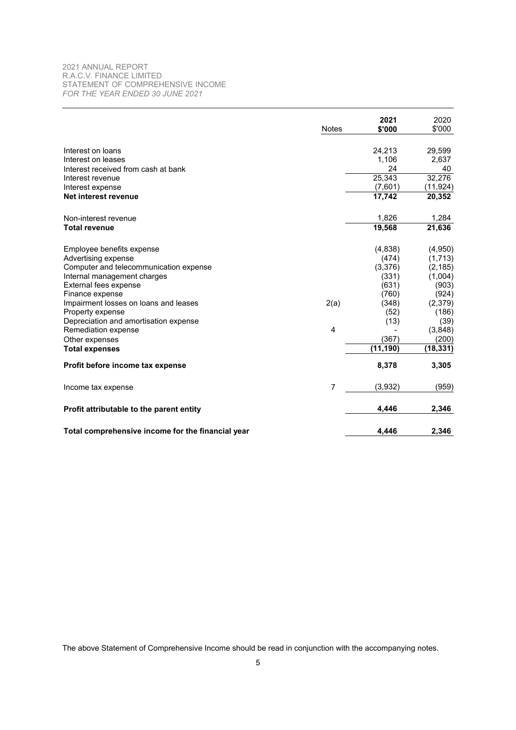2021 ANNUAL REPORT
R.A.C.V. FINANCE LIMITED
STATEMENT OF COMPREHENSIVE INCOME
*FOR THE YEAR ENDED 30 JUNE 2021*

| | Notes | **2021 \$'000** | 2020 \$'000 |
|---|---|---|---|
| Interest on loans | | 24,213 | 29,599 |
| Interest on leases | | 1,106 | 2,637 |
| Interest received from cash at bank | | 24 | 40 |
| Interest revenue | | 25,343 | 32,276 |
| Interest expense | | (7,601) | (11,924) |
| **Net interest revenue** | | **17,742** | **20,352** |
| | | | |
| Non-interest revenue | | 1,826 | 1,284 |
| **Total revenue** | | **19,568** | **21,636** |
| | | | |
| Employee benefits expense | | (4,838) | (4,950) |
| Advertising expense | | (474) | (1,713) |
| Computer and telecommunication expense | | (3,376) | (2,185) |
| Internal management charges | | (331) | (1,004) |
| External fees expense | | (631) | (903) |
| Finance expense | | (760) | (924) |
| Impairment losses on loans and leases | 2(a) | (348) | (2,379) |
| Property expense | | (52) | (186) |
| Depreciation and amortisation expense | | (13) | (39) |
| Remediation expense | 4 | - | (3,848) |
| Other expenses | | (367) | (200) |
| **Total expenses** | | **(11,190)** | **(18,331)** |
| | | | |
| **Profit before income tax expense** | | **8,378** | **3,305** |
| | | | |
| Income tax expense | 7 | (3,932) | (959) |
| | | | |
| **Profit attributable to the parent entity** | | **4,446** | **2,346** |
| | | | |
| **Total comprehensive income for the financial year** | | **4,446** | **2,346** |

The above Statement of Comprehensive Income should be read in conjunction with the accompanying notes.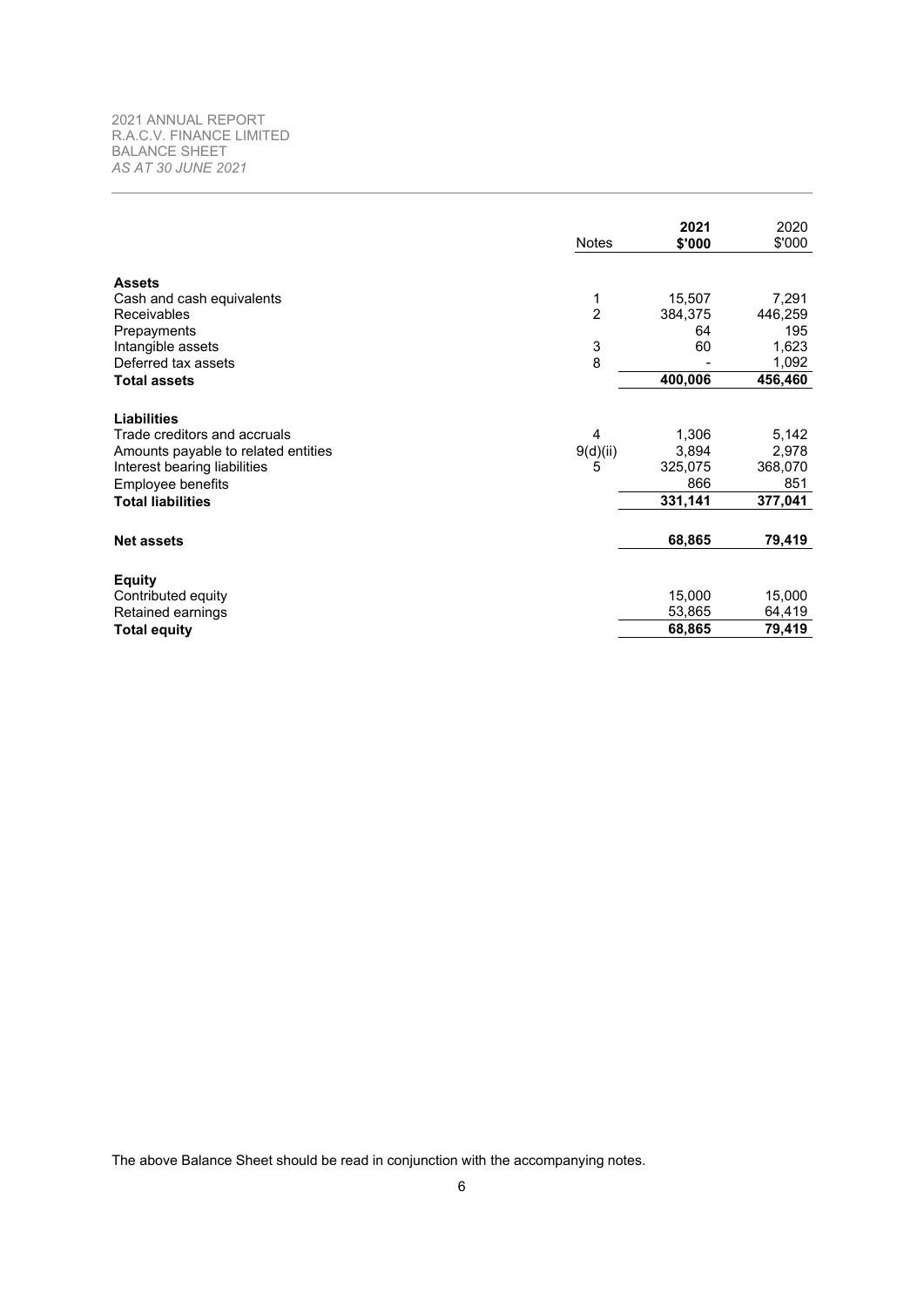2021 ANNUAL REPORT
R.A.C.V. FINANCE LIMITED
BALANCE SHEET
*AS AT 30 JUNE 2021*

| | Notes | **2021 \$'000** | 2020 \$'000 |
|---|---|---|---|
| **Assets** | | | |
| Cash and cash equivalents | 1 | 15,507 | 7,291 |
| Receivables | 2 | 384,375 | 446,259 |
| Prepayments | | 64 | 195 |
| Intangible assets | 3 | 60 | 1,623 |
| Deferred tax assets | 8 | - | 1,092 |
| **Total assets** | | **400,006** | **456,460** |
| **Liabilities** | | | |
| Trade creditors and accruals | 4 | 1,306 | 5,142 |
| Amounts payable to related entities | 9(d)(ii) | 3,894 | 2,978 |
| Interest bearing liabilities | 5 | 325,075 | 368,070 |
| Employee benefits | | 866 | 851 |
| **Total liabilities** | | **331,141** | **377,041** |
| **Net assets** | | **68,865** | **79,419** |
| **Equity** | | | |
| Contributed equity | | 15,000 | 15,000 |
| Retained earnings | | 53,865 | 64,419 |
| **Total equity** | | **68,865** | **79,419** |

The above Balance Sheet should be read in conjunction with the accompanying notes.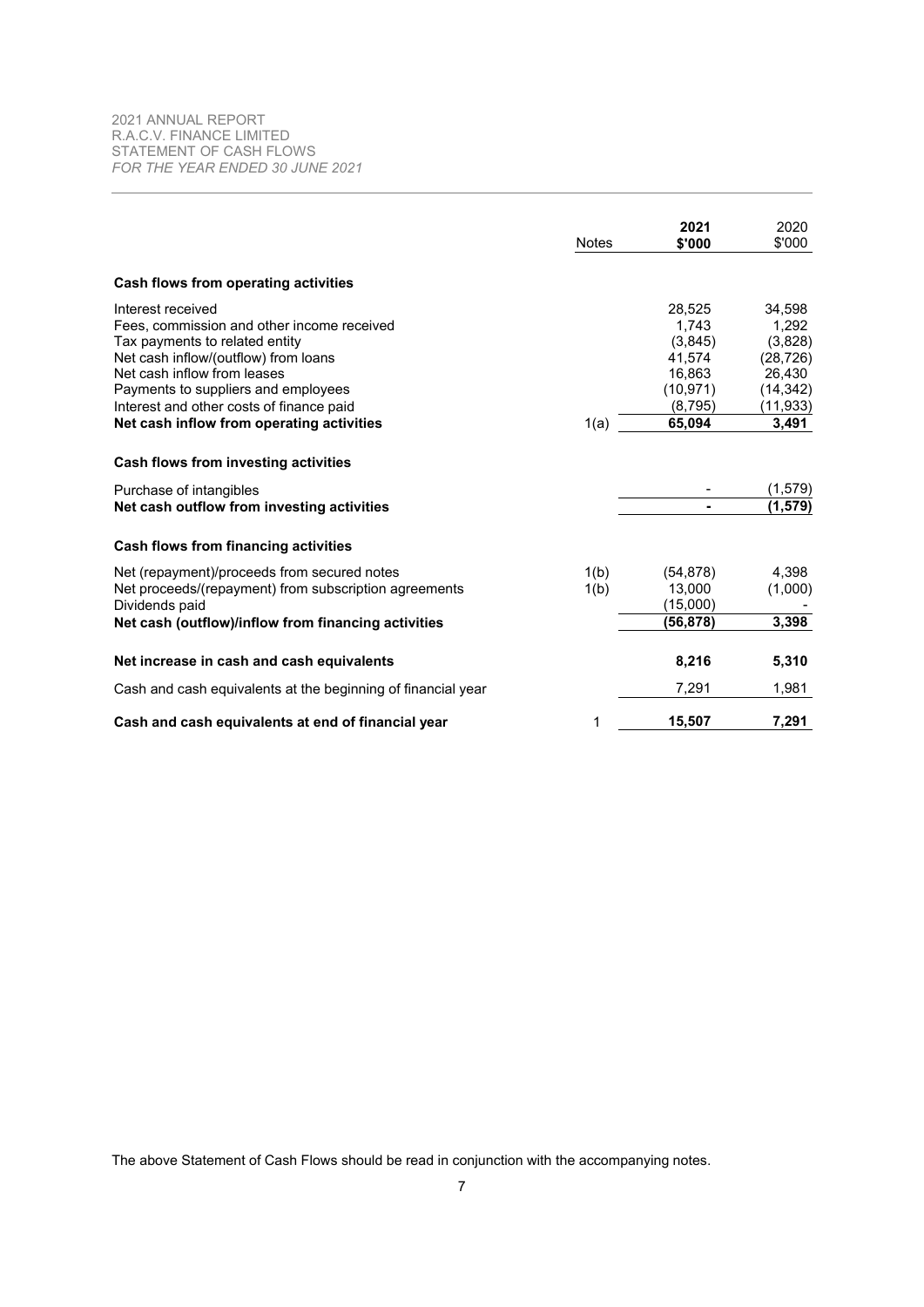2021 ANNUAL REPORT
R.A.C.V. FINANCE LIMITED
STATEMENT OF CASH FLOWS
*FOR THE YEAR ENDED 30 JUNE 2021*

| | Notes | **2021 \$'000** | 2020 \$'000 |
|---|---|---|---|
| **Cash flows from operating activities** | | | |
| Interest received | | 28,525 | 34,598 |
| Fees, commission and other income received | | 1,743 | 1,292 |
| Tax payments to related entity | | (3,845) | (3,828) |
| Net cash inflow/(outflow) from loans | | 41,574 | (28,726) |
| Net cash inflow from leases | | 16,863 | 26,430 |
| Payments to suppliers and employees | | (10,971) | (14,342) |
| Interest and other costs of finance paid | | (8,795) | (11,933) |
| **Net cash inflow from operating activities** | 1(a) | **65,094** | **3,491** |
| **Cash flows from investing activities** | | | |
| Purchase of intangibles | | - | (1,579) |
| **Net cash outflow from investing activities** | | **-** | **(1,579)** |
| **Cash flows from financing activities** | | | |
| Net (repayment)/proceeds from secured notes | 1(b) | (54,878) | 4,398 |
| Net proceeds/(repayment) from subscription agreements | 1(b) | 13,000 | (1,000) |
| Dividends paid | | (15,000) | - |
| **Net cash (outflow)/inflow from financing activities** | | **(56,878)** | **3,398** |
| **Net increase in cash and cash equivalents** | | **8,216** | **5,310** |
| Cash and cash equivalents at the beginning of financial year | | 7,291 | 1,981 |
| **Cash and cash equivalents at end of financial year** | 1 | **15,507** | **7,291** |

The above Statement of Cash Flows should be read in conjunction with the accompanying notes.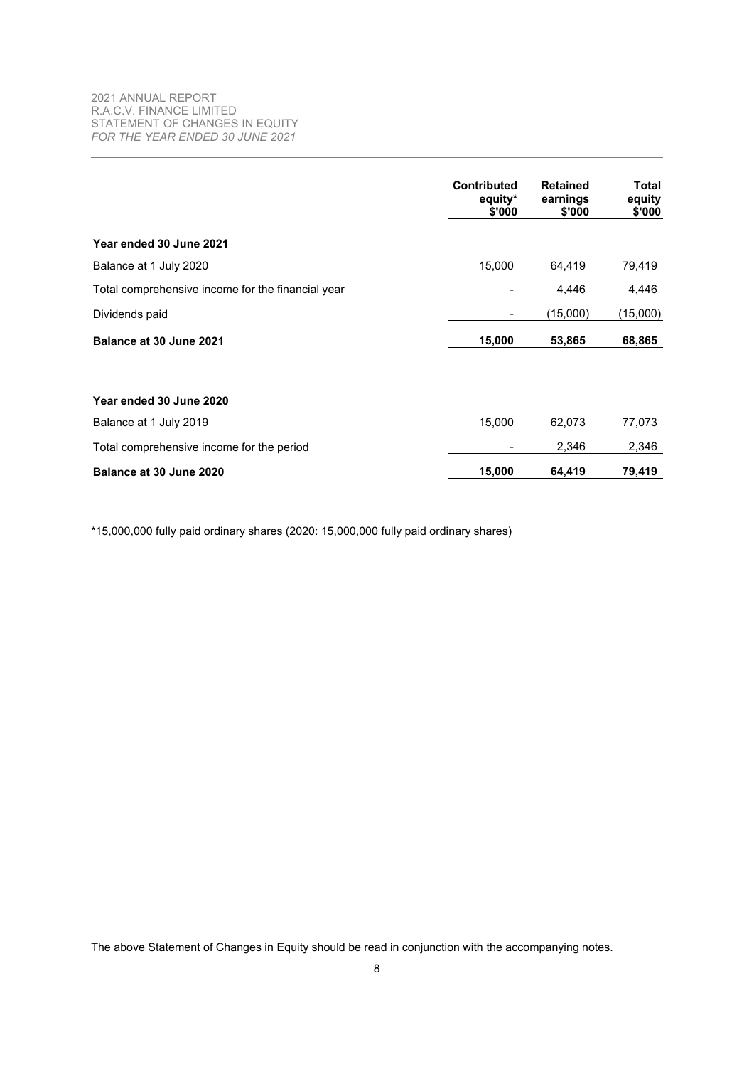2021 ANNUAL REPORT
R.A.C.V. FINANCE LIMITED
STATEMENT OF CHANGES IN EQUITY
*FOR THE YEAR ENDED 30 JUNE 2021*

| | Contributed equity* $'000 | Retained earnings $'000 | Total equity $'000 |
|---|---|---|---|
| **Year ended 30 June 2021** | | | |
| Balance at 1 July 2020 | 15,000 | 64,419 | 79,419 |
| Total comprehensive income for the financial year | - | 4,446 | 4,446 |
| Dividends paid | - | (15,000) | (15,000) |
| **Balance at 30 June 2021** | **15,000** | **53,865** | **68,865** |
| | | | |
| **Year ended 30 June 2020** | | | |
| Balance at 1 July 2019 | 15,000 | 62,073 | 77,073 |
| Total comprehensive income for the period | - | 2,346 | 2,346 |
| **Balance at 30 June 2020** | **15,000** | **64,419** | **79,419** |

*15,000,000 fully paid ordinary shares (2020: 15,000,000 fully paid ordinary shares)

The above Statement of Changes in Equity should be read in conjunction with the accompanying notes.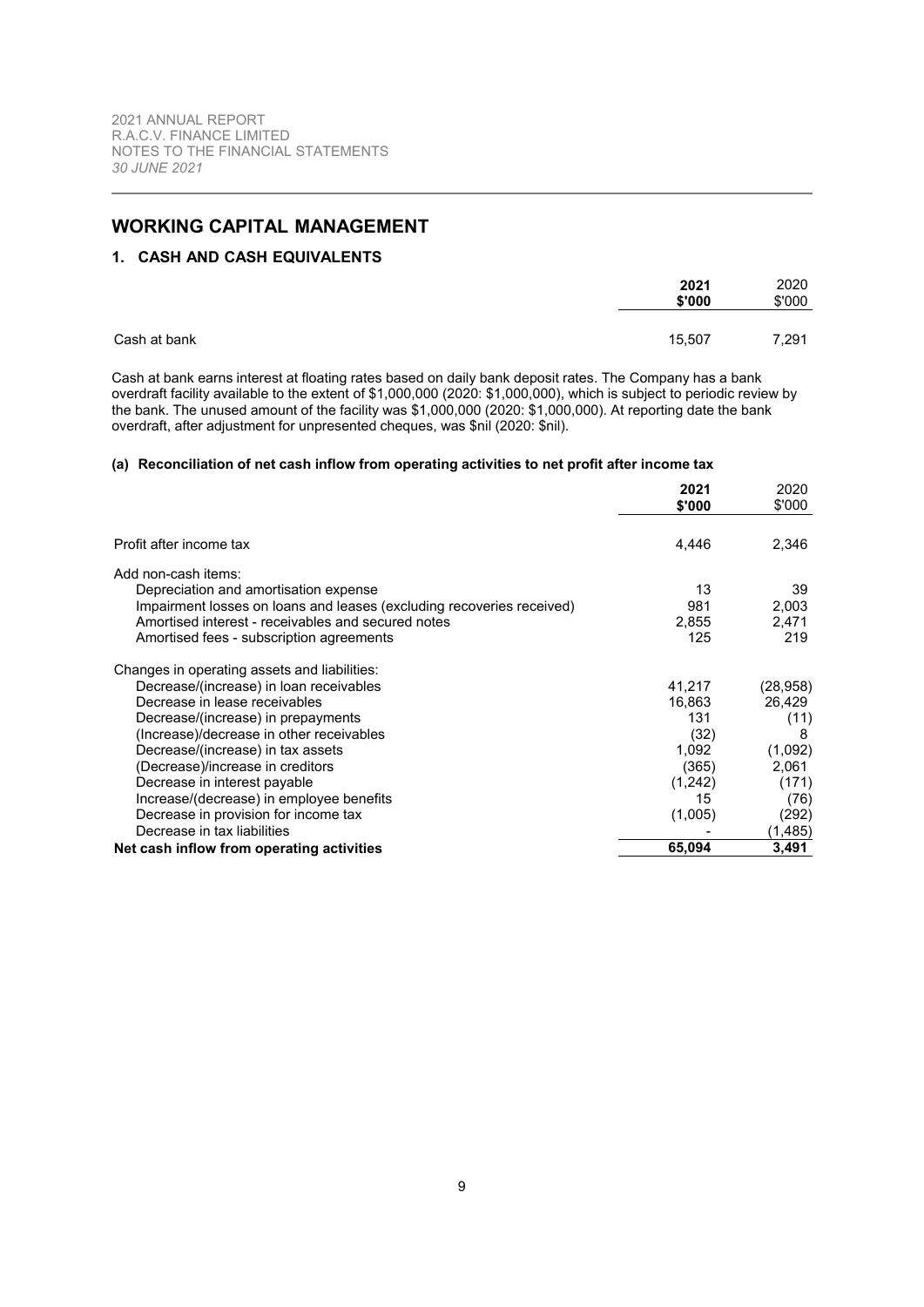# WORKING CAPITAL MANAGEMENT

## 1. CASH AND CASH EQUIVALENTS

| | **2021** **$'000** | 2020 $'000 |
|---|---|---|
| Cash at bank | 15,507 | 7,291 |

Cash at bank earns interest at floating rates based on daily bank deposit rates. The Company has a bank overdraft facility available to the extent of $1,000,000 (2020: $1,000,000), which is subject to periodic review by the bank. The unused amount of the facility was $1,000,000 (2020: $1,000,000). At reporting date the bank overdraft, after adjustment for unpresented cheques, was $nil (2020: $nil).

### (a) Reconciliation of net cash inflow from operating activities to net profit after income tax

| | **2021** **$'000** | 2020 $'000 |
|---|---|---|
| Profit after income tax | 4,446 | 2,346 |
| Add non-cash items: | | |
| Depreciation and amortisation expense | 13 | 39 |
| Impairment losses on loans and leases (excluding recoveries received) | 981 | 2,003 |
| Amortised interest - receivables and secured notes | 2,855 | 2,471 |
| Amortised fees - subscription agreements | 125 | 219 |
| Changes in operating assets and liabilities: | | |
| Decrease/(increase) in loan receivables | 41,217 | (28,958) |
| Decrease in lease receivables | 16,863 | 26,429 |
| Decrease/(increase) in prepayments | 131 | (11) |
| (Increase)/decrease in other receivables | (32) | 8 |
| Decrease/(increase) in tax assets | 1,092 | (1,092) |
| (Decrease)/increase in creditors | (365) | 2,061 |
| Decrease in interest payable | (1,242) | (171) |
| Increase/(decrease) in employee benefits | 15 | (76) |
| Decrease in provision for income tax | (1,005) | (292) |
| Decrease in tax liabilities | - | (1,485) |
| **Net cash inflow from operating activities** | **65,094** | **3,491** |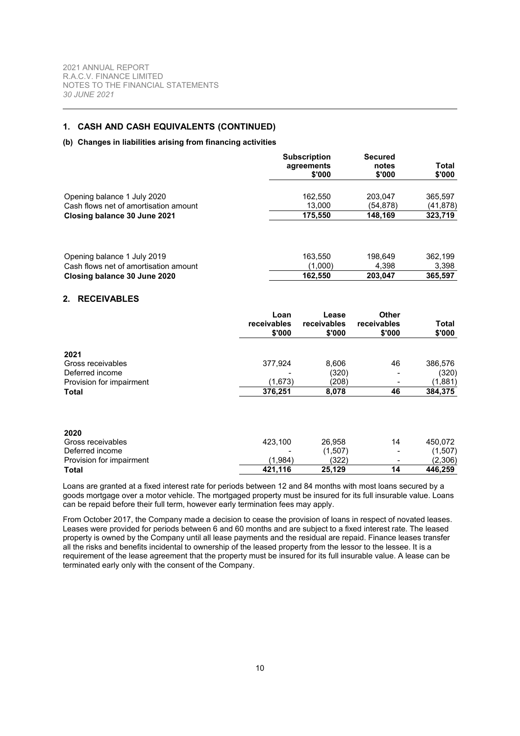## 1. CASH AND CASH EQUIVALENTS (CONTINUED)

### (b) Changes in liabilities arising from financing activities

| | Subscription agreements $'000 | Secured notes $'000 | Total $'000 |
|---|---|---|---|
| Opening balance 1 July 2020 | 162,550 | 203,047 | 365,597 |
| Cash flows net of amortisation amount | 13,000 | (54,878) | (41,878) |
| **Closing balance 30 June 2021** | **175,550** | **148,169** | **323,719** |
| | | | |
| Opening balance 1 July 2019 | 163,550 | 198,649 | 362,199 |
| Cash flows net of amortisation amount | (1,000) | 4,398 | 3,398 |
| **Closing balance 30 June 2020** | **162,550** | **203,047** | **365,597** |

## 2. RECEIVABLES

| | Loan receivables $'000 | Lease receivables $'000 | Other receivables $'000 | Total $'000 |
|---|---|---|---|---|
| **2021** | | | | |
| Gross receivables | 377,924 | 8,606 | 46 | 386,576 |
| Deferred income | - | (320) | - | (320) |
| Provision for impairment | (1,673) | (208) | - | (1,881) |
| **Total** | **376,251** | **8,078** | **46** | **384,375** |
| | | | | |
| **2020** | | | | |
| Gross receivables | 423,100 | 26,958 | 14 | 450,072 |
| Deferred income | - | (1,507) | - | (1,507) |
| Provision for impairment | (1,984) | (322) | - | (2,306) |
| **Total** | **421,116** | **25,129** | **14** | **446,259** |

Loans are granted at a fixed interest rate for periods between 12 and 84 months with most loans secured by a goods mortgage over a motor vehicle. The mortgaged property must be insured for its full insurable value. Loans can be repaid before their full term, however early termination fees may apply.

From October 2017, the Company made a decision to cease the provision of loans in respect of novated leases. Leases were provided for periods between 6 and 60 months and are subject to a fixed interest rate. The leased property is owned by the Company until all lease payments and the residual are repaid. Finance leases transfer all the risks and benefits incidental to ownership of the leased property from the lessor to the lessee. It is a requirement of the lease agreement that the property must be insured for its full insurable value. A lease can be terminated early only with the consent of the Company.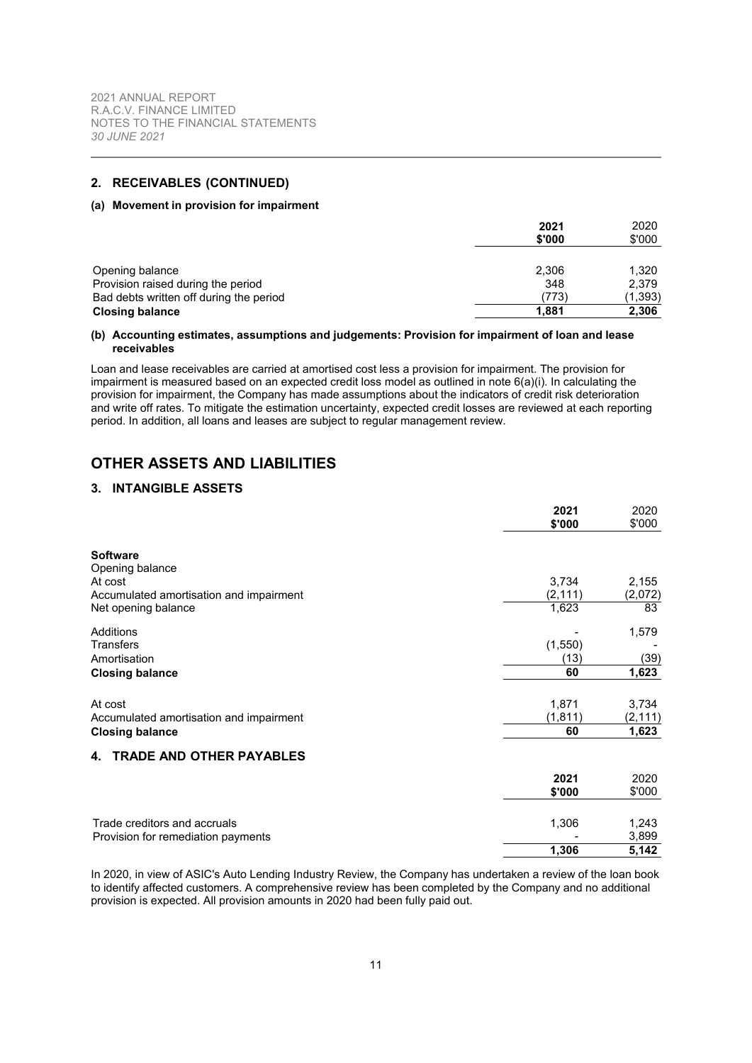## 2. RECEIVABLES (CONTINUED)

### (a) Movement in provision for impairment

| | 2021 $'000 | 2020 $'000 |
|---|---|---|
| Opening balance | 2,306 | 1,320 |
| Provision raised during the period | 348 | 2,379 |
| Bad debts written off during the period | (773) | (1,393) |
| **Closing balance** | **1,881** | **2,306** |

### (b) Accounting estimates, assumptions and judgements: Provision for impairment of loan and lease receivables

Loan and lease receivables are carried at amortised cost less a provision for impairment. The provision for impairment is measured based on an expected credit loss model as outlined in note 6(a)(i). In calculating the provision for impairment, the Company has made assumptions about the indicators of credit risk deterioration and write off rates. To mitigate the estimation uncertainty, expected credit losses are reviewed at each reporting period. In addition, all loans and leases are subject to regular management review.

# OTHER ASSETS AND LIABILITIES

## 3. INTANGIBLE ASSETS

| | 2021 $'000 | 2020 $'000 |
|---|---|---|
| **Software** | | |
| Opening balance | | |
| At cost | 3,734 | 2,155 |
| Accumulated amortisation and impairment | (2,111) | (2,072) |
| Net opening balance | 1,623 | 83 |
| Additions | - | 1,579 |
| Transfers | (1,550) | - |
| Amortisation | (13) | (39) |
| **Closing balance** | **60** | **1,623** |
| At cost | 1,871 | 3,734 |
| Accumulated amortisation and impairment | (1,811) | (2,111) |
| **Closing balance** | **60** | **1,623** |

## 4. TRADE AND OTHER PAYABLES

| | 2021 $'000 | 2020 $'000 |
|---|---|---|
| Trade creditors and accruals | 1,306 | 1,243 |
| Provision for remediation payments | - | 3,899 |
| | **1,306** | **5,142** |

In 2020, in view of ASIC's Auto Lending Industry Review, the Company has undertaken a review of the loan book to identify affected customers. A comprehensive review has been completed by the Company and no additional provision is expected. All provision amounts in 2020 had been fully paid out.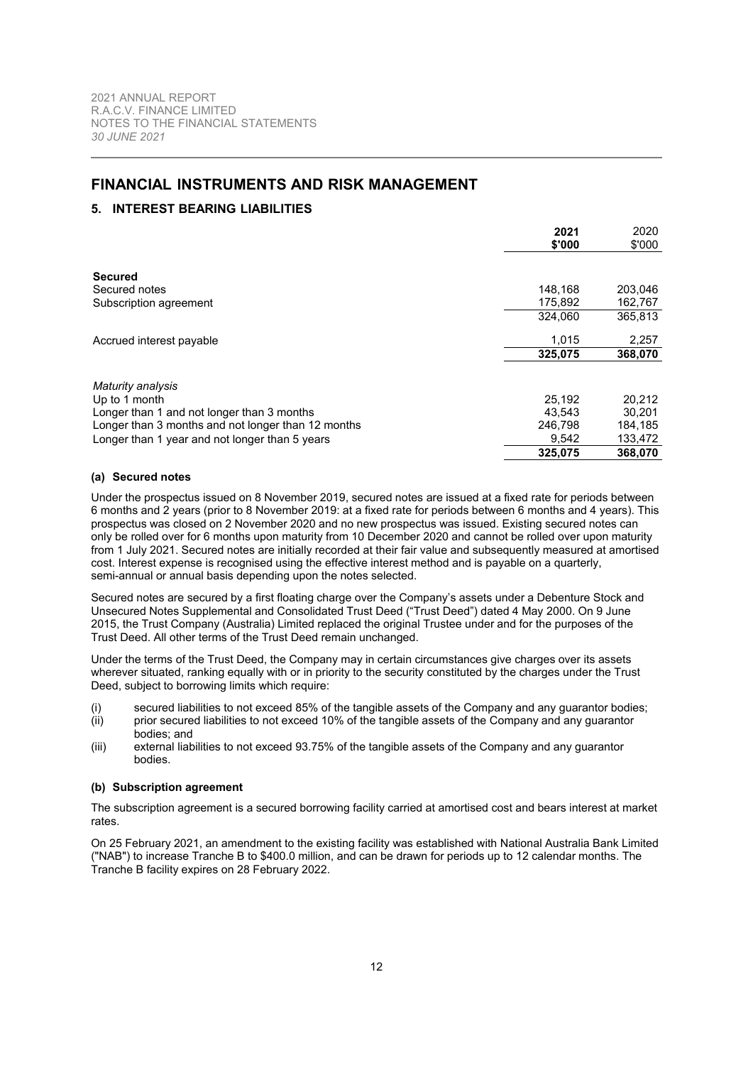# FINANCIAL INSTRUMENTS AND RISK MANAGEMENT

## 5. INTEREST BEARING LIABILITIES

| | **2021 $'000** | 2020 $'000 |
|---|---|---|
| **Secured** | | |
| Secured notes | 148,168 | 203,046 |
| Subscription agreement | 175,892 | 162,767 |
| | 324,060 | 365,813 |
| Accrued interest payable | 1,015 | 2,257 |
| | **325,075** | **368,070** |
| *Maturity analysis* | | |
| Up to 1 month | 25,192 | 20,212 |
| Longer than 1 and not longer than 3 months | 43,543 | 30,201 |
| Longer than 3 months and not longer than 12 months | 246,798 | 184,185 |
| Longer than 1 year and not longer than 5 years | 9,542 | 133,472 |
| | **325,075** | **368,070** |

### (a) Secured notes

Under the prospectus issued on 8 November 2019, secured notes are issued at a fixed rate for periods between 6 months and 2 years (prior to 8 November 2019: at a fixed rate for periods between 6 months and 4 years). This prospectus was closed on 2 November 2020 and no new prospectus was issued. Existing secured notes can only be rolled over for 6 months upon maturity from 10 December 2020 and cannot be rolled over upon maturity from 1 July 2021. Secured notes are initially recorded at their fair value and subsequently measured at amortised cost. Interest expense is recognised using the effective interest method and is payable on a quarterly, semi-annual or annual basis depending upon the notes selected.

Secured notes are secured by a first floating charge over the Company's assets under a Debenture Stock and Unsecured Notes Supplemental and Consolidated Trust Deed ("Trust Deed") dated 4 May 2000. On 9 June 2015, the Trust Company (Australia) Limited replaced the original Trustee under and for the purposes of the Trust Deed. All other terms of the Trust Deed remain unchanged.

Under the terms of the Trust Deed, the Company may in certain circumstances give charges over its assets wherever situated, ranking equally with or in priority to the security constituted by the charges under the Trust Deed, subject to borrowing limits which require:

(i) secured liabilities to not exceed 85% of the tangible assets of the Company and any guarantor bodies;
(ii) prior secured liabilities to not exceed 10% of the tangible assets of the Company and any guarantor bodies; and
(iii) external liabilities to not exceed 93.75% of the tangible assets of the Company and any guarantor bodies.

### (b) Subscription agreement

The subscription agreement is a secured borrowing facility carried at amortised cost and bears interest at market rates.

On 25 February 2021, an amendment to the existing facility was established with National Australia Bank Limited ("NAB") to increase Tranche B to $400.0 million, and can be drawn for periods up to 12 calendar months. The Tranche B facility expires on 28 February 2022.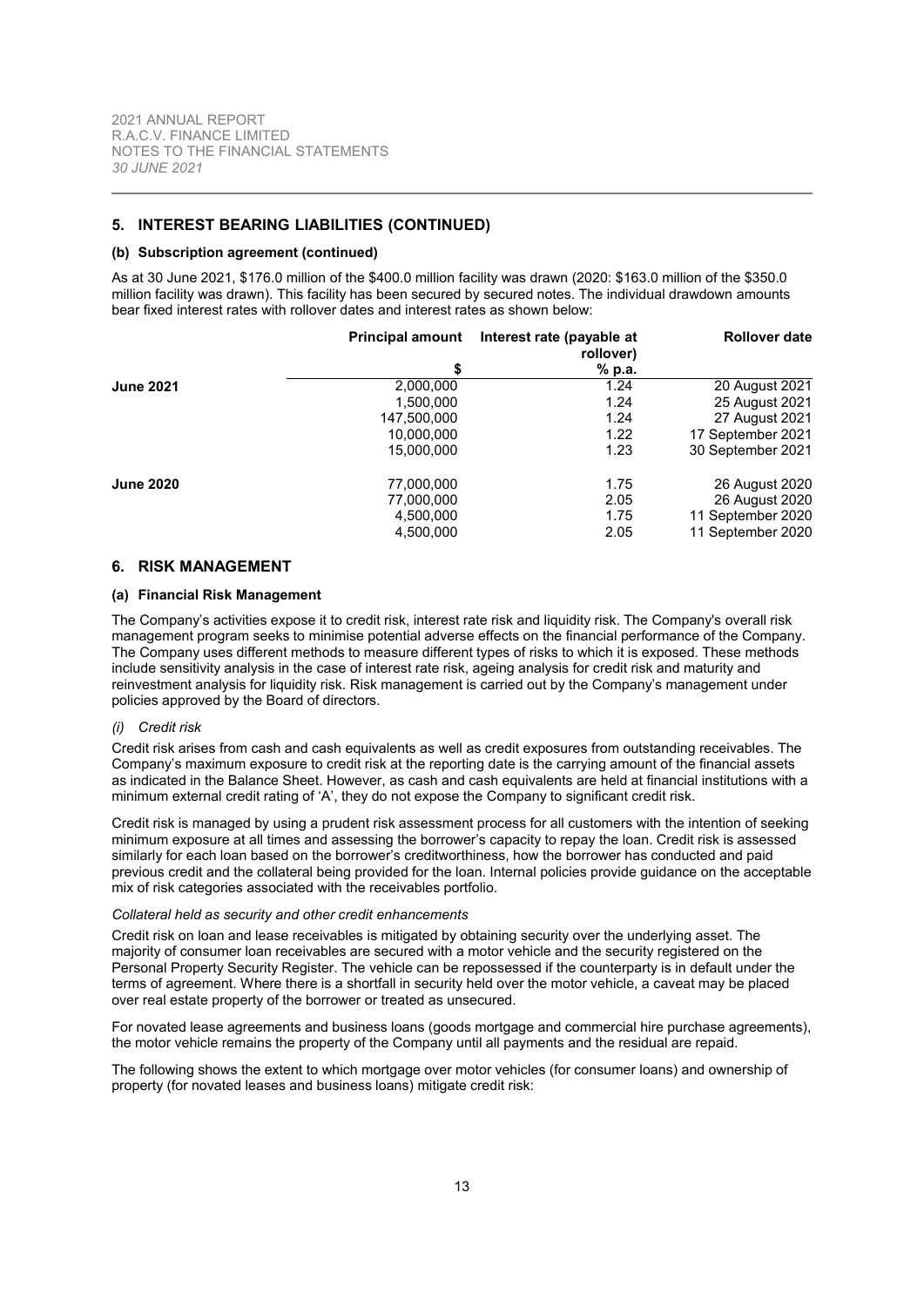## 5. INTEREST BEARING LIABILITIES (CONTINUED)

### (b) Subscription agreement (continued)

As at 30 June 2021, $176.0 million of the $400.0 million facility was drawn (2020: $163.0 million of the $350.0 million facility was drawn). This facility has been secured by secured notes. The individual drawdown amounts bear fixed interest rates with rollover dates and interest rates as shown below:

| | Principal amount | Interest rate (payable at rollover) | Rollover date |
|---|---|---|---|
| | $ | % p.a. | |
| **June 2021** | 2,000,000 | 1.24 | 20 August 2021 |
| | 1,500,000 | 1.24 | 25 August 2021 |
| | 147,500,000 | 1.24 | 27 August 2021 |
| | 10,000,000 | 1.22 | 17 September 2021 |
| | 15,000,000 | 1.23 | 30 September 2021 |
| **June 2020** | 77,000,000 | 1.75 | 26 August 2020 |
| | 77,000,000 | 2.05 | 26 August 2020 |
| | 4,500,000 | 1.75 | 11 September 2020 |
| | 4,500,000 | 2.05 | 11 September 2020 |

## 6. RISK MANAGEMENT

### (a) Financial Risk Management

The Company's activities expose it to credit risk, interest rate risk and liquidity risk. The Company's overall risk management program seeks to minimise potential adverse effects on the financial performance of the Company. The Company uses different methods to measure different types of risks to which it is exposed. These methods include sensitivity analysis in the case of interest rate risk, ageing analysis for credit risk and maturity and reinvestment analysis for liquidity risk. Risk management is carried out by the Company's management under policies approved by the Board of directors.

*(i) Credit risk*

Credit risk arises from cash and cash equivalents as well as credit exposures from outstanding receivables. The Company's maximum exposure to credit risk at the reporting date is the carrying amount of the financial assets as indicated in the Balance Sheet. However, as cash and cash equivalents are held at financial institutions with a minimum external credit rating of 'A', they do not expose the Company to significant credit risk.

Credit risk is managed by using a prudent risk assessment process for all customers with the intention of seeking minimum exposure at all times and assessing the borrower's capacity to repay the loan. Credit risk is assessed similarly for each loan based on the borrower's creditworthiness, how the borrower has conducted and paid previous credit and the collateral being provided for the loan. Internal policies provide guidance on the acceptable mix of risk categories associated with the receivables portfolio.

*Collateral held as security and other credit enhancements*

Credit risk on loan and lease receivables is mitigated by obtaining security over the underlying asset. The majority of consumer loan receivables are secured with a motor vehicle and the security registered on the Personal Property Security Register. The vehicle can be repossessed if the counterparty is in default under the terms of agreement. Where there is a shortfall in security held over the motor vehicle, a caveat may be placed over real estate property of the borrower or treated as unsecured.

For novated lease agreements and business loans (goods mortgage and commercial hire purchase agreements), the motor vehicle remains the property of the Company until all payments and the residual are repaid.

The following shows the extent to which mortgage over motor vehicles (for consumer loans) and ownership of property (for novated leases and business loans) mitigate credit risk: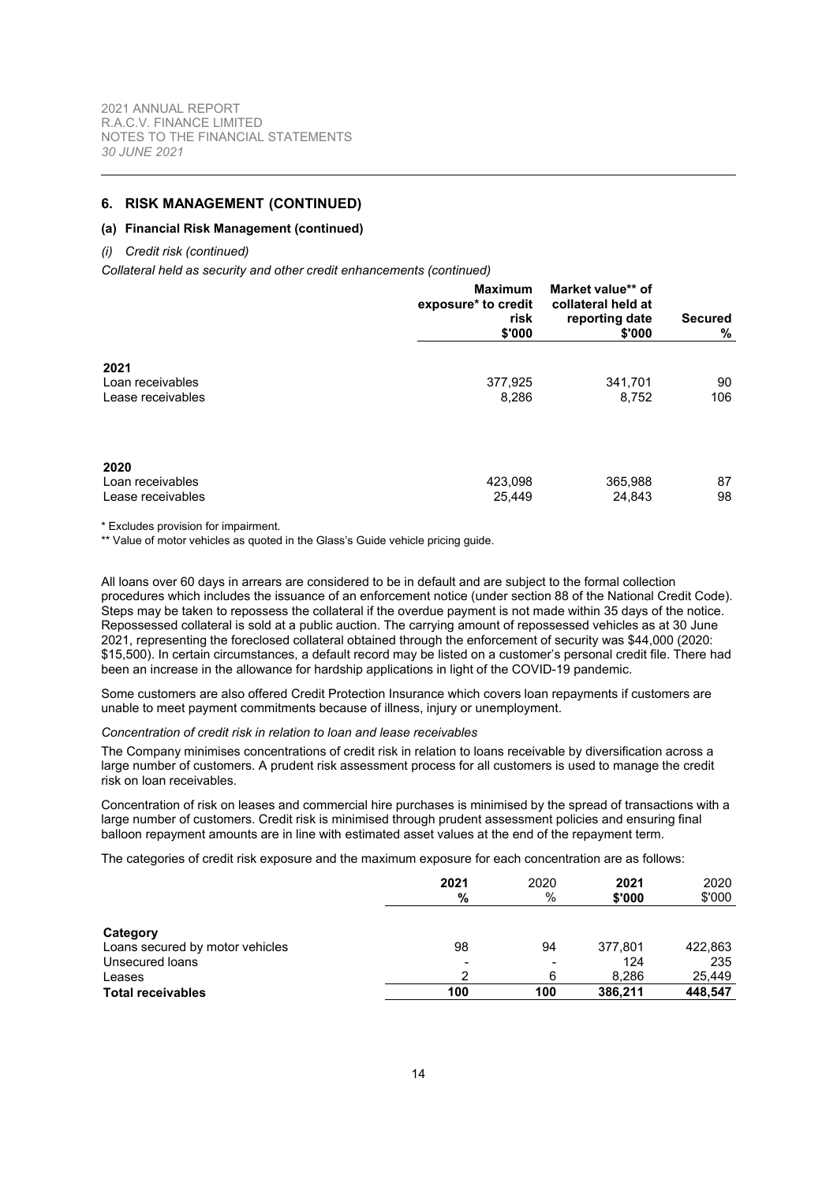## 6. RISK MANAGEMENT (CONTINUED)

### (a) Financial Risk Management (continued)

*(i) Credit risk (continued)*

*Collateral held as security and other credit enhancements (continued)*

| | Maximum exposure* to credit risk $'000 | Market value** of collateral held at reporting date $'000 | Secured % |
|---|---|---|---|
| **2021** | | | |
| Loan receivables | 377,925 | 341,701 | 90 |
| Lease receivables | 8,286 | 8,752 | 106 |
| **2020** | | | |
| Loan receivables | 423,098 | 365,988 | 87 |
| Lease receivables | 25,449 | 24,843 | 98 |

* Excludes provision for impairment.

** Value of motor vehicles as quoted in the Glass's Guide vehicle pricing guide.

All loans over 60 days in arrears are considered to be in default and are subject to the formal collection procedures which includes the issuance of an enforcement notice (under section 88 of the National Credit Code). Steps may be taken to repossess the collateral if the overdue payment is not made within 35 days of the notice. Repossessed collateral is sold at a public auction. The carrying amount of repossessed vehicles as at 30 June 2021, representing the foreclosed collateral obtained through the enforcement of security was $44,000 (2020: $15,500). In certain circumstances, a default record may be listed on a customer's personal credit file. There had been an increase in the allowance for hardship applications in light of the COVID-19 pandemic.

Some customers are also offered Credit Protection Insurance which covers loan repayments if customers are unable to meet payment commitments because of illness, injury or unemployment.

*Concentration of credit risk in relation to loan and lease receivables*

The Company minimises concentrations of credit risk in relation to loans receivable by diversification across a large number of customers. A prudent risk assessment process for all customers is used to manage the credit risk on loan receivables.

Concentration of risk on leases and commercial hire purchases is minimised by the spread of transactions with a large number of customers. Credit risk is minimised through prudent assessment policies and ensuring final balloon repayment amounts are in line with estimated asset values at the end of the repayment term.

The categories of credit risk exposure and the maximum exposure for each concentration are as follows:

| | **2021 %** | 2020 % | **2021 $'000** | 2020 $'000 |
|---|---|---|---|---|
| **Category** | | | | |
| Loans secured by motor vehicles | 98 | 94 | 377,801 | 422,863 |
| Unsecured loans | - | - | 124 | 235 |
| Leases | 2 | 6 | 8,286 | 25,449 |
| **Total receivables** | **100** | **100** | **386,211** | **448,547** |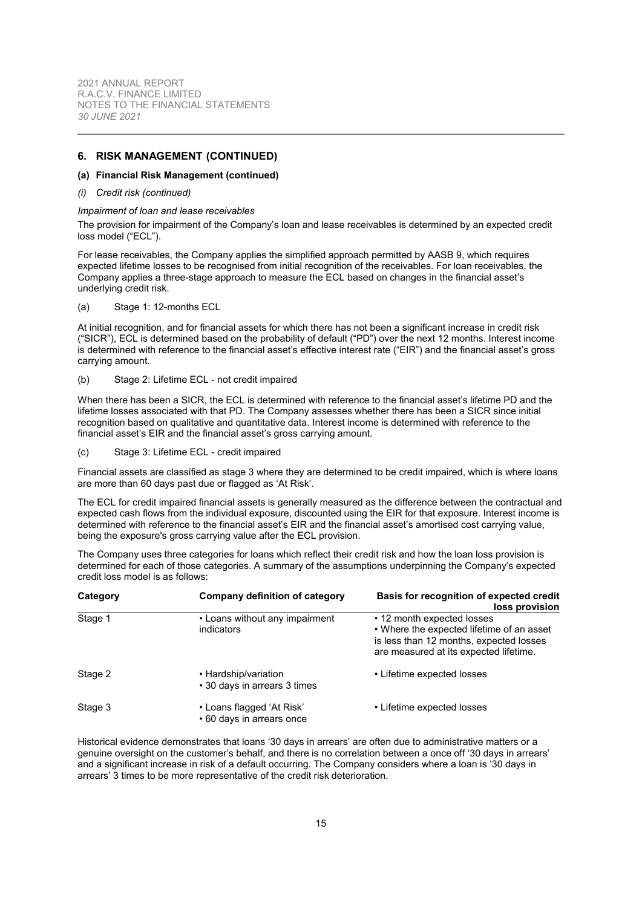## 6. RISK MANAGEMENT (CONTINUED)

### (a) Financial Risk Management (continued)

*(i) Credit risk (continued)*

*Impairment of loan and lease receivables*

The provision for impairment of the Company's loan and lease receivables is determined by an expected credit loss model ("ECL").

For lease receivables, the Company applies the simplified approach permitted by AASB 9, which requires expected lifetime losses to be recognised from initial recognition of the receivables. For loan receivables, the Company applies a three-stage approach to measure the ECL based on changes in the financial asset's underlying credit risk.

(a) Stage 1: 12-months ECL

At initial recognition, and for financial assets for which there has not been a significant increase in credit risk ("SICR"), ECL is determined based on the probability of default ("PD") over the next 12 months. Interest income is determined with reference to the financial asset's effective interest rate ("EIR") and the financial asset's gross carrying amount.

(b) Stage 2: Lifetime ECL - not credit impaired

When there has been a SICR, the ECL is determined with reference to the financial asset's lifetime PD and the lifetime losses associated with that PD. The Company assesses whether there has been a SICR since initial recognition based on qualitative and quantitative data. Interest income is determined with reference to the financial asset's EIR and the financial asset's gross carrying amount.

(c) Stage 3: Lifetime ECL - credit impaired

Financial assets are classified as stage 3 where they are determined to be credit impaired, which is where loans are more than 60 days past due or flagged as 'At Risk'.

The ECL for credit impaired financial assets is generally measured as the difference between the contractual and expected cash flows from the individual exposure, discounted using the EIR for that exposure. Interest income is determined with reference to the financial asset's EIR and the financial asset's amortised cost carrying value, being the exposure's gross carrying value after the ECL provision.

The Company uses three categories for loans which reflect their credit risk and how the loan loss provision is determined for each of those categories. A summary of the assumptions underpinning the Company's expected credit loss model is as follows:

| Category | Company definition of category | Basis for recognition of expected credit loss provision |
|---|---|---|
| Stage 1 | • Loans without any impairment indicators | • 12 month expected losses<br>• Where the expected lifetime of an asset is less than 12 months, expected losses are measured at its expected lifetime. |
| Stage 2 | • Hardship/variation<br>• 30 days in arrears 3 times | • Lifetime expected losses |
| Stage 3 | • Loans flagged 'At Risk'<br>• 60 days in arrears once | • Lifetime expected losses |

Historical evidence demonstrates that loans '30 days in arrears' are often due to administrative matters or a genuine oversight on the customer's behalf, and there is no correlation between a once off '30 days in arrears' and a significant increase in risk of a default occurring. The Company considers where a loan is '30 days in arrears' 3 times to be more representative of the credit risk deterioration.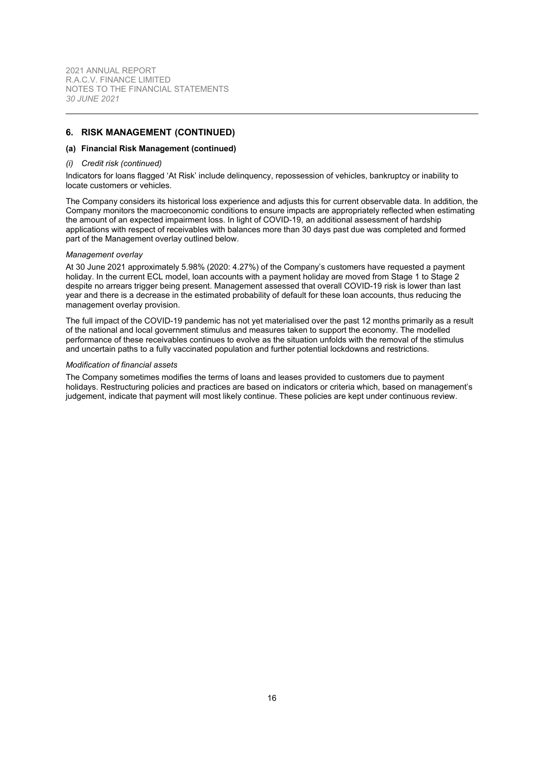## 6. RISK MANAGEMENT (CONTINUED)

### (a) Financial Risk Management (continued)

*(i) Credit risk (continued)*

Indicators for loans flagged 'At Risk' include delinquency, repossession of vehicles, bankruptcy or inability to locate customers or vehicles.

The Company considers its historical loss experience and adjusts this for current observable data. In addition, the Company monitors the macroeconomic conditions to ensure impacts are appropriately reflected when estimating the amount of an expected impairment loss. In light of COVID-19, an additional assessment of hardship applications with respect of receivables with balances more than 30 days past due was completed and formed part of the Management overlay outlined below.

*Management overlay*

At 30 June 2021 approximately 5.98% (2020: 4.27%) of the Company's customers have requested a payment holiday. In the current ECL model, loan accounts with a payment holiday are moved from Stage 1 to Stage 2 despite no arrears trigger being present. Management assessed that overall COVID-19 risk is lower than last year and there is a decrease in the estimated probability of default for these loan accounts, thus reducing the management overlay provision.

The full impact of the COVID-19 pandemic has not yet materialised over the past 12 months primarily as a result of the national and local government stimulus and measures taken to support the economy. The modelled performance of these receivables continues to evolve as the situation unfolds with the removal of the stimulus and uncertain paths to a fully vaccinated population and further potential lockdowns and restrictions.

*Modification of financial assets*

The Company sometimes modifies the terms of loans and leases provided to customers due to payment holidays. Restructuring policies and practices are based on indicators or criteria which, based on management's judgement, indicate that payment will most likely continue. These policies are kept under continuous review.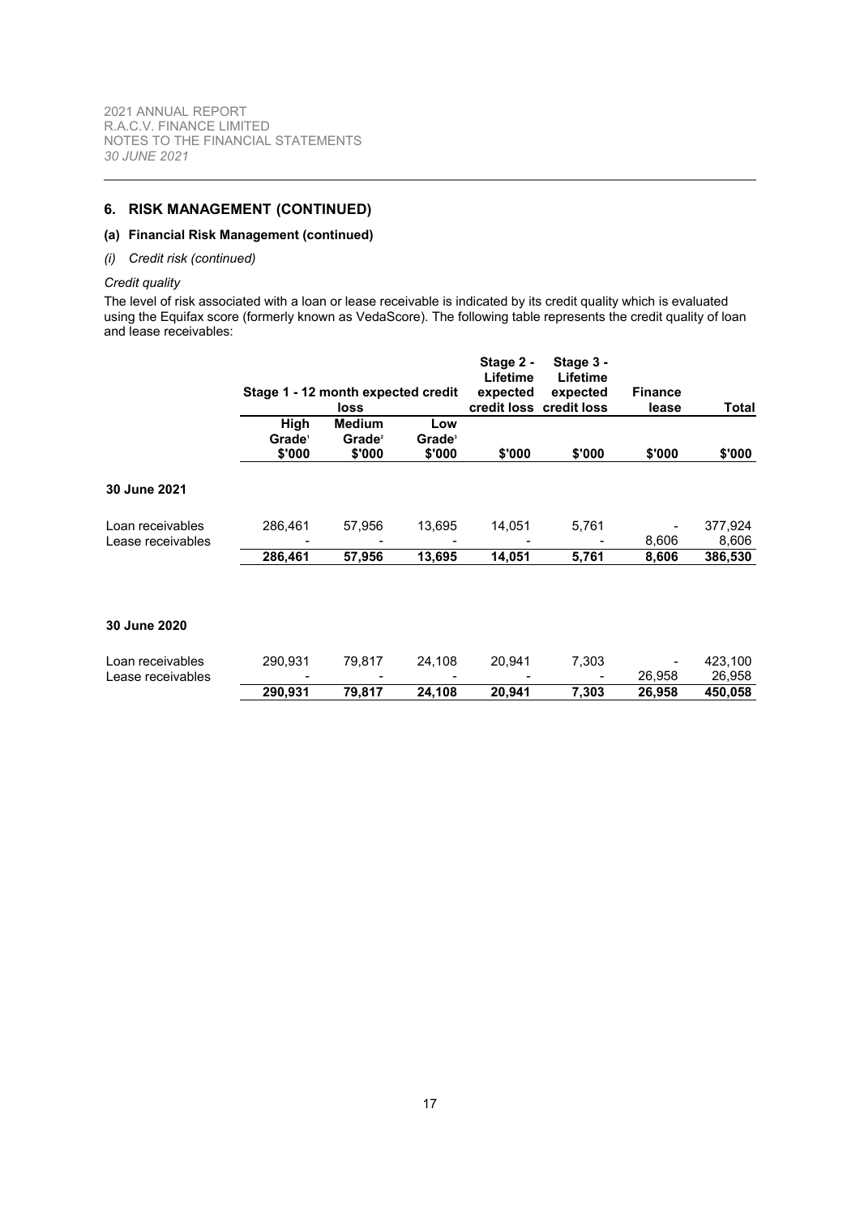## 6. RISK MANAGEMENT (CONTINUED)

### (a) Financial Risk Management (continued)

*(i) Credit risk (continued)*

*Credit quality*

The level of risk associated with a loan or lease receivable is indicated by its credit quality which is evaluated using the Equifax score (formerly known as VedaScore). The following table represents the credit quality of loan and lease receivables:

| | Stage 1 - 12 month expected credit loss | | | Stage 2 - Lifetime expected credit loss | Stage 3 - Lifetime expected credit loss | Finance lease | Total |
|---|---|---|---|---|---|---|---|
| | High Grade[1] $'000 | Medium Grade[2] $'000 | Low Grade[3] $'000 | $'000 | $'000 | $'000 | $'000 |
| **30 June 2021** | | | | | | | |
| Loan receivables | 286,461 | 57,956 | 13,695 | 14,051 | 5,761 | - | 377,924 |
| Lease receivables | - | - | - | - | - | 8,606 | 8,606 |
| | **286,461** | **57,956** | **13,695** | **14,051** | **5,761** | **8,606** | **386,530** |
| **30 June 2020** | | | | | | | |
| Loan receivables | 290,931 | 79,817 | 24,108 | 20,941 | 7,303 | - | 423,100 |
| Lease receivables | - | - | - | - | - | 26,958 | 26,958 |
| | **290,931** | **79,817** | **24,108** | **20,941** | **7,303** | **26,958** | **450,058** |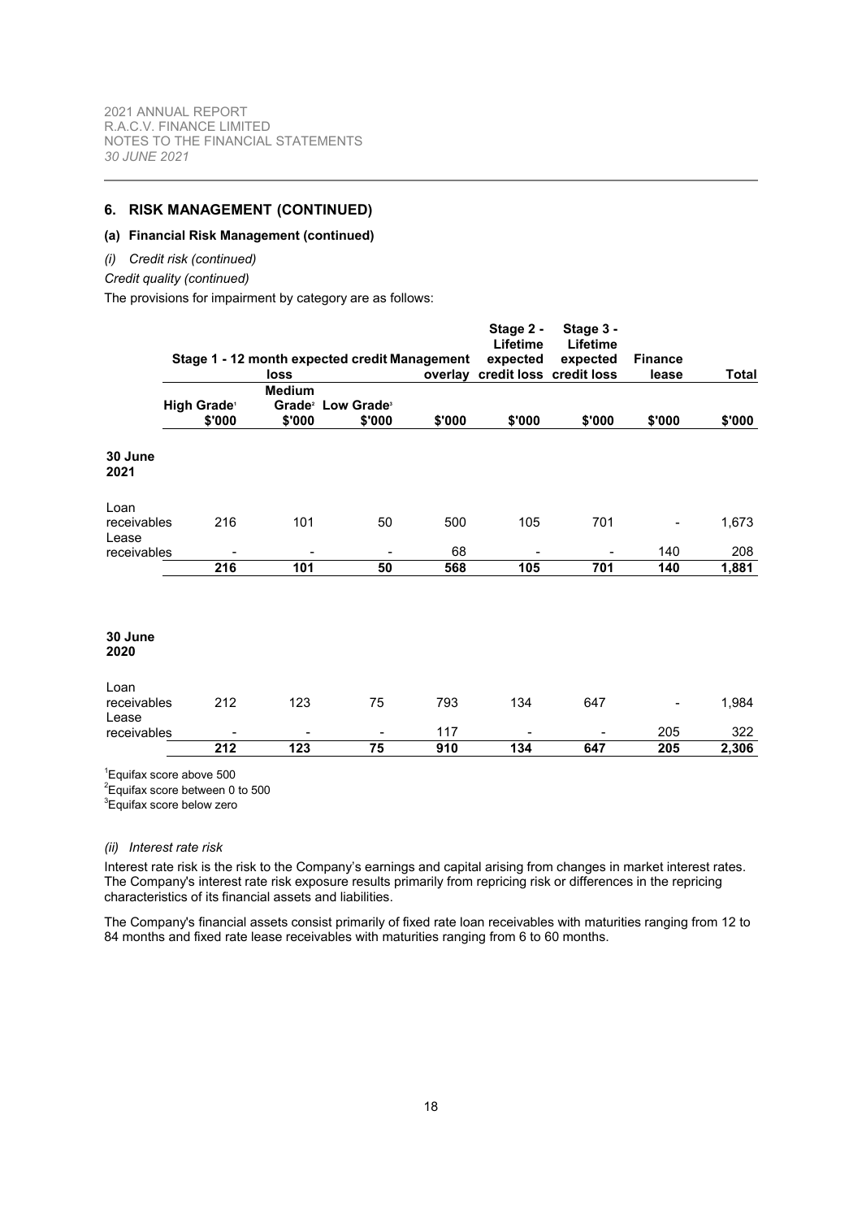## 6. RISK MANAGEMENT (CONTINUED)

### (a) Financial Risk Management (continued)

*(i) Credit risk (continued)*

*Credit quality (continued)*

The provisions for impairment by category are as follows:

| | Stage 1 - 12 month expected credit loss | | | Management overlay | Stage 2 - Lifetime expected credit loss | Stage 3 - Lifetime expected credit loss | Finance lease | Total |
|---|---|---|---|---|---|---|---|---|
| | High Grade[1] | Medium Grade[2] | Low Grade[3] | | | | | |
| | $'000 | $'000 | $'000 | $'000 | $'000 | $'000 | $'000 | $'000 |
| **30 June 2021** | | | | | | | | |
| Loan receivables | 216 | 101 | 50 | 500 | 105 | 701 | - | 1,673 |
| Lease receivables | - | - | - | 68 | - | - | 140 | 208 |
| | **216** | **101** | **50** | **568** | **105** | **701** | **140** | **1,881** |
| **30 June 2020** | | | | | | | | |
| Loan receivables | 212 | 123 | 75 | 793 | 134 | 647 | - | 1,984 |
| Lease receivables | - | - | - | 117 | - | - | 205 | 322 |
| | **212** | **123** | **75** | **910** | **134** | **647** | **205** | **2,306** |

[1]Equifax score above 500
[2]Equifax score between 0 to 500
[3]Equifax score below zero

*(ii) Interest rate risk*

Interest rate risk is the risk to the Company's earnings and capital arising from changes in market interest rates. The Company's interest rate risk exposure results primarily from repricing risk or differences in the repricing characteristics of its financial assets and liabilities.

The Company's financial assets consist primarily of fixed rate loan receivables with maturities ranging from 12 to 84 months and fixed rate lease receivables with maturities ranging from 6 to 60 months.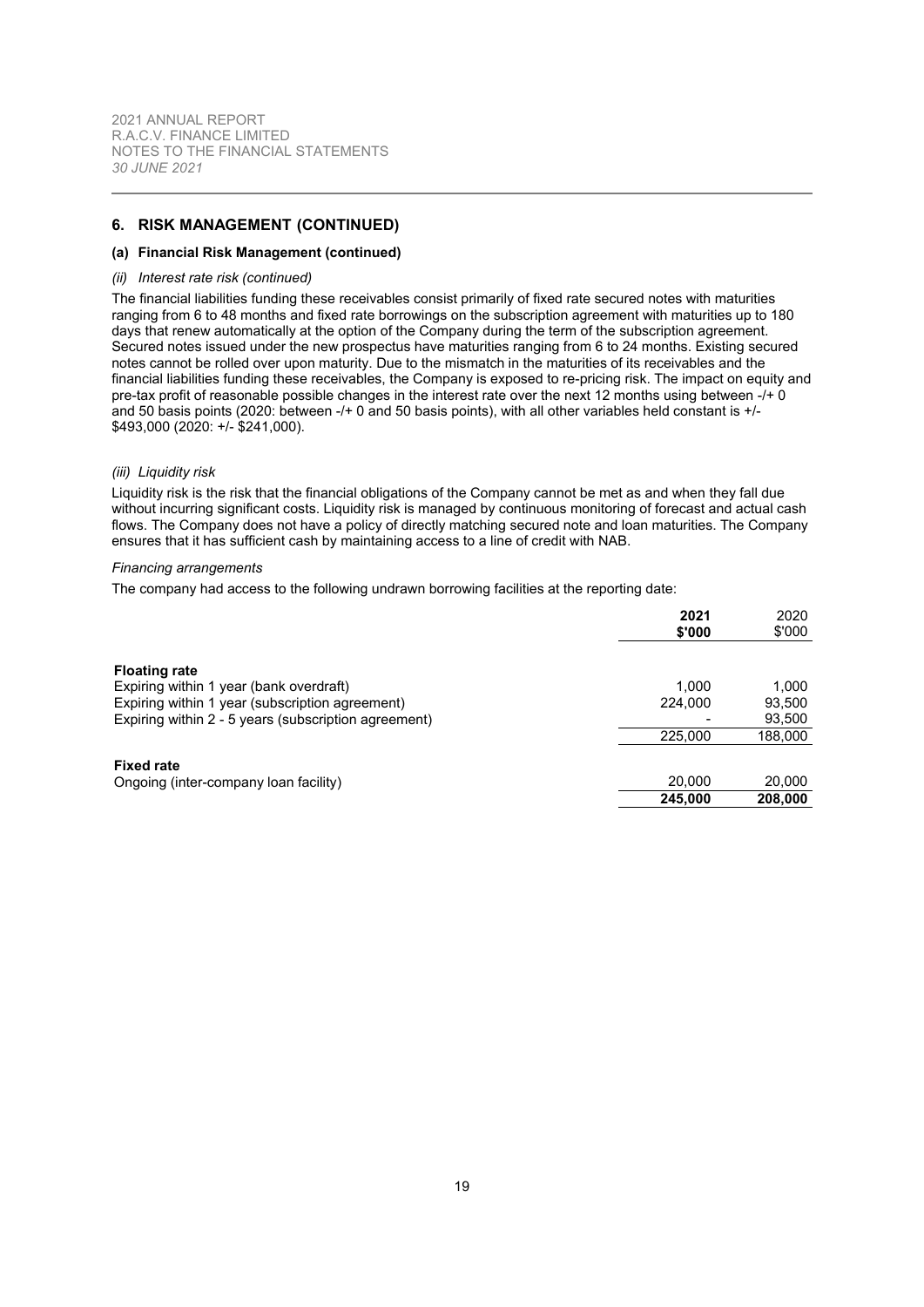## 6. RISK MANAGEMENT (CONTINUED)

### (a) Financial Risk Management (continued)

*(ii) Interest rate risk (continued)*

The financial liabilities funding these receivables consist primarily of fixed rate secured notes with maturities ranging from 6 to 48 months and fixed rate borrowings on the subscription agreement with maturities up to 180 days that renew automatically at the option of the Company during the term of the subscription agreement. Secured notes issued under the new prospectus have maturities ranging from 6 to 24 months. Existing secured notes cannot be rolled over upon maturity. Due to the mismatch in the maturities of its receivables and the financial liabilities funding these receivables, the Company is exposed to re-pricing risk. The impact on equity and pre-tax profit of reasonable possible changes in the interest rate over the next 12 months using between -/+ 0 and 50 basis points (2020: between -/+ 0 and 50 basis points), with all other variables held constant is +/- $493,000 (2020: +/- $241,000).

*(iii) Liquidity risk*

Liquidity risk is the risk that the financial obligations of the Company cannot be met as and when they fall due without incurring significant costs. Liquidity risk is managed by continuous monitoring of forecast and actual cash flows. The Company does not have a policy of directly matching secured note and loan maturities. The Company ensures that it has sufficient cash by maintaining access to a line of credit with NAB.

*Financing arrangements*

The company had access to the following undrawn borrowing facilities at the reporting date:

| | **2021**<br>**$'000** | 2020<br>$'000 |
|---|---|---|
| **Floating rate** | | |
| Expiring within 1 year (bank overdraft) | 1,000 | 1,000 |
| Expiring within 1 year (subscription agreement) | 224,000 | 93,500 |
| Expiring within 2 - 5 years (subscription agreement) | - | 93,500 |
| | 225,000 | 188,000 |
| **Fixed rate** | | |
| Ongoing (inter-company loan facility) | 20,000 | 20,000 |
| | **245,000** | **208,000** |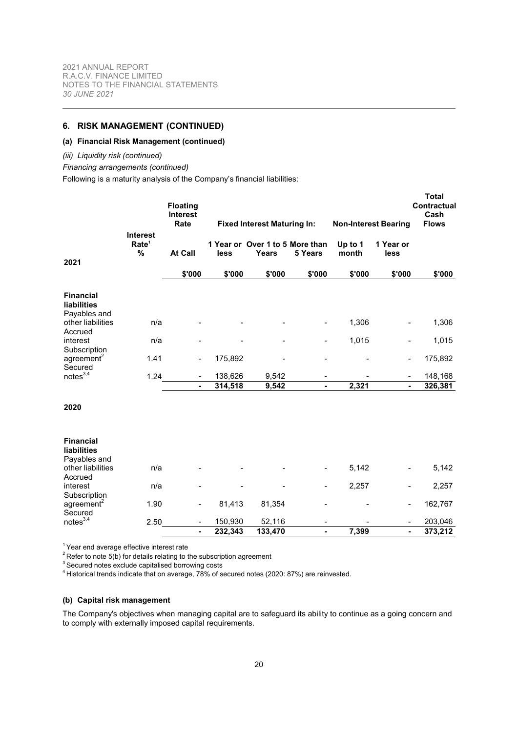## 6. RISK MANAGEMENT (CONTINUED)

### (a) Financial Risk Management (continued)

*(iii) Liquidity risk (continued)*

*Financing arrangements (continued)*

Following is a maturity analysis of the Company's financial liabilities:

| | | **Floating Interest Rate** | **Fixed Interest Maturing In:** | | | **Non-Interest Bearing** | | **Total Contractual Cash Flows** |
|---|---|---|---|---|---|---|---|---|
| **2021** | **Interest Rate[1] %** | **At Call** | **1 Year or less** | **Over 1 to 5 Years** | **More than 5 Years** | **Up to 1 month** | **1 Year or less** | |
| | | **\$'000** | **\$'000** | **\$'000** | **\$'000** | **\$'000** | **\$'000** | **\$'000** |
| **Financial liabilities** | | | | | | | | |
| Payables and other liabilities | n/a | - | - | - | - | 1,306 | - | 1,306 |
| Accrued interest | n/a | - | - | - | - | 1,015 | - | 1,015 |
| Subscription agreement[2] | 1.41 | - | 175,892 | - | - | - | - | 175,892 |
| Secured notes[3,4] | 1.24 | - | 138,626 | 9,542 | - | - | - | 148,168 |
| | | **-** | **314,518** | **9,542** | **-** | **2,321** | **-** | **326,381** |
| **2020** | | | | | | | | |
| **Financial liabilities** | | | | | | | | |
| Payables and other liabilities | n/a | - | - | - | - | 5,142 | - | 5,142 |
| Accrued interest | n/a | - | - | - | - | 2,257 | - | 2,257 |
| Subscription agreement[2] | 1.90 | - | 81,413 | 81,354 | - | - | - | 162,767 |
| Secured notes[3,4] | 2.50 | - | 150,930 | 52,116 | - | - | - | 203,046 |
| | | **-** | **232,343** | **133,470** | **-** | **7,399** | **-** | **373,212** |

[1] Year end average effective interest rate
[2] Refer to note 5(b) for details relating to the subscription agreement
[3] Secured notes exclude capitalised borrowing costs
[4] Historical trends indicate that on average, 78% of secured notes (2020: 87%) are reinvested.

### (b) Capital risk management

The Company's objectives when managing capital are to safeguard its ability to continue as a going concern and to comply with externally imposed capital requirements.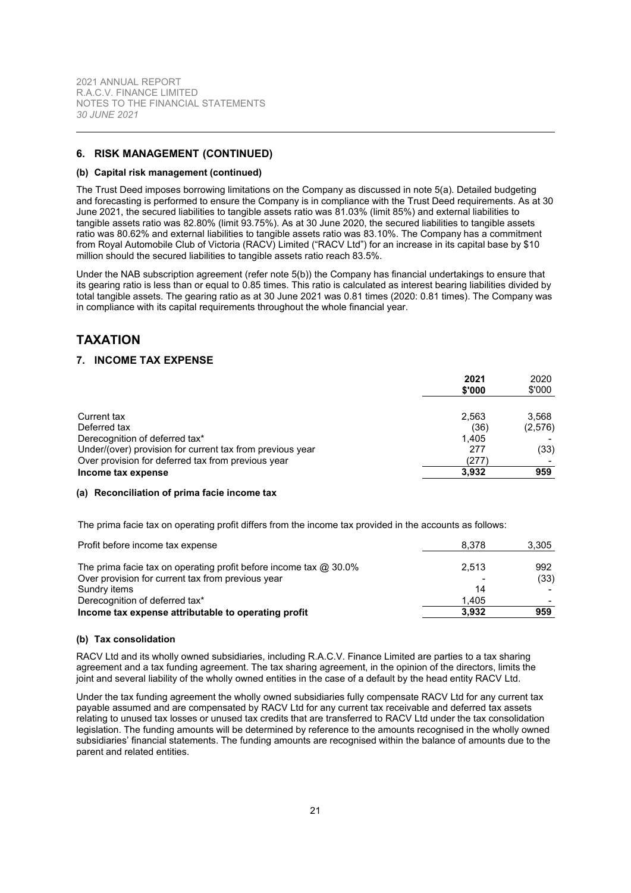## 6. RISK MANAGEMENT (CONTINUED)

### (b) Capital risk management (continued)

The Trust Deed imposes borrowing limitations on the Company as discussed in note 5(a). Detailed budgeting and forecasting is performed to ensure the Company is in compliance with the Trust Deed requirements. As at 30 June 2021, the secured liabilities to tangible assets ratio was 81.03% (limit 85%) and external liabilities to tangible assets ratio was 82.80% (limit 93.75%). As at 30 June 2020, the secured liabilities to tangible assets ratio was 80.62% and external liabilities to tangible assets ratio was 83.10%. The Company has a commitment from Royal Automobile Club of Victoria (RACV) Limited ("RACV Ltd") for an increase in its capital base by $10 million should the secured liabilities to tangible assets ratio reach 83.5%.

Under the NAB subscription agreement (refer note 5(b)) the Company has financial undertakings to ensure that its gearing ratio is less than or equal to 0.85 times. This ratio is calculated as interest bearing liabilities divided by total tangible assets. The gearing ratio as at 30 June 2021 was 0.81 times (2020: 0.81 times). The Company was in compliance with its capital requirements throughout the whole financial year.

# TAXATION

## 7. INCOME TAX EXPENSE

| | **2021 $'000** | 2020 $'000 |
|---|---|---|
| Current tax | 2,563 | 3,568 |
| Deferred tax | (36) | (2,576) |
| Derecognition of deferred tax* | 1,405 | - |
| Under/(over) provision for current tax from previous year | 277 | (33) |
| Over provision for deferred tax from previous year | (277) | - |
| **Income tax expense** | **3,932** | **959** |

### (a) Reconciliation of prima facie income tax

The prima facie tax on operating profit differs from the income tax provided in the accounts as follows:

| | | |
|---|---|---|
| Profit before income tax expense | 8,378 | 3,305 |
| The prima facie tax on operating profit before income tax @ 30.0% | 2,513 | 992 |
| Over provision for current tax from previous year | - | (33) |
| Sundry items | 14 | - |
| Derecognition of deferred tax* | 1,405 | - |
| **Income tax expense attributable to operating profit** | **3,932** | **959** |

### (b) Tax consolidation

RACV Ltd and its wholly owned subsidiaries, including R.A.C.V. Finance Limited are parties to a tax sharing agreement and a tax funding agreement. The tax sharing agreement, in the opinion of the directors, limits the joint and several liability of the wholly owned entities in the case of a default by the head entity RACV Ltd.

Under the tax funding agreement the wholly owned subsidiaries fully compensate RACV Ltd for any current tax payable assumed and are compensated by RACV Ltd for any current tax receivable and deferred tax assets relating to unused tax losses or unused tax credits that are transferred to RACV Ltd under the tax consolidation legislation. The funding amounts will be determined by reference to the amounts recognised in the wholly owned subsidiaries' financial statements. The funding amounts are recognised within the balance of amounts due to the parent and related entities.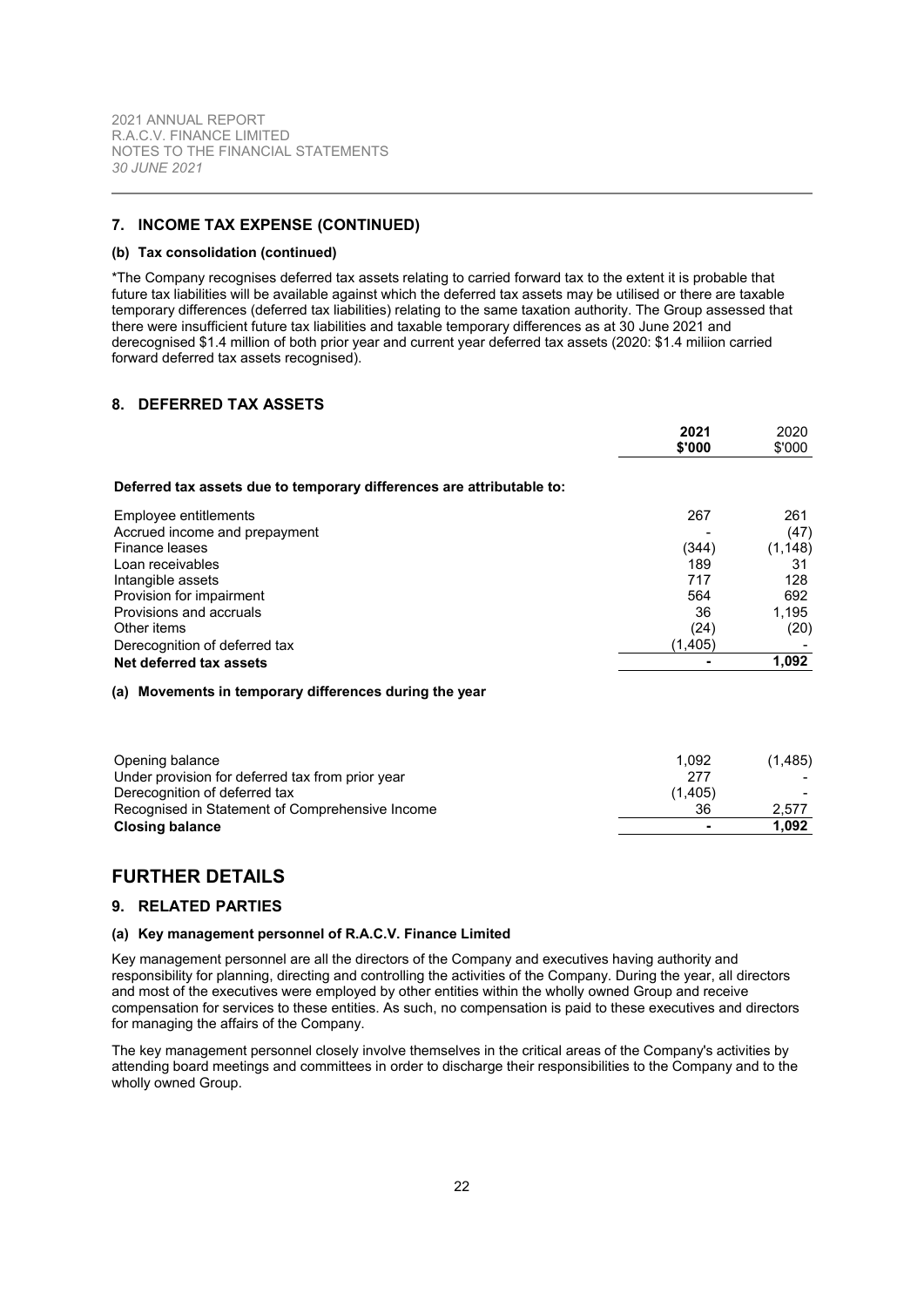## 7. INCOME TAX EXPENSE (CONTINUED)

### (b) Tax consolidation (continued)

*The Company recognises deferred tax assets relating to carried forward tax to the extent it is probable that future tax liabilities will be available against which the deferred tax assets may be utilised or there are taxable temporary differences (deferred tax liabilities) relating to the same taxation authority. The Group assessed that there were insufficient future tax liabilities and taxable temporary differences as at 30 June 2021 and derecognised $1.4 million of both prior year and current year deferred tax assets (2020: $1.4 miliion carried forward deferred tax assets recognised).

## 8. DEFERRED TAX ASSETS

| | 2021 $'000 | 2020 $'000 |
|---|---|---|
| **Deferred tax assets due to temporary differences are attributable to:** | | |
| Employee entitlements | 267 | 261 |
| Accrued income and prepayment | - | (47) |
| Finance leases | (344) | (1,148) |
| Loan receivables | 189 | 31 |
| Intangible assets | 717 | 128 |
| Provision for impairment | 564 | 692 |
| Provisions and accruals | 36 | 1,195 |
| Other items | (24) | (20) |
| Derecognition of deferred tax | (1,405) | - |
| **Net deferred tax assets** | **-** | **1,092** |

### (a) Movements in temporary differences during the year

| | 2021 $'000 | 2020 $'000 |
|---|---|---|
| Opening balance | 1,092 | (1,485) |
| Under provision for deferred tax from prior year | 277 | - |
| Derecognition of deferred tax | (1,405) | - |
| Recognised in Statement of Comprehensive Income | 36 | 2,577 |
| **Closing balance** | **-** | **1,092** |

# FURTHER DETAILS

## 9. RELATED PARTIES

### (a) Key management personnel of R.A.C.V. Finance Limited

Key management personnel are all the directors of the Company and executives having authority and responsibility for planning, directing and controlling the activities of the Company. During the year, all directors and most of the executives were employed by other entities within the wholly owned Group and receive compensation for services to these entities. As such, no compensation is paid to these executives and directors for managing the affairs of the Company.

The key management personnel closely involve themselves in the critical areas of the Company's activities by attending board meetings and committees in order to discharge their responsibilities to the Company and to the wholly owned Group.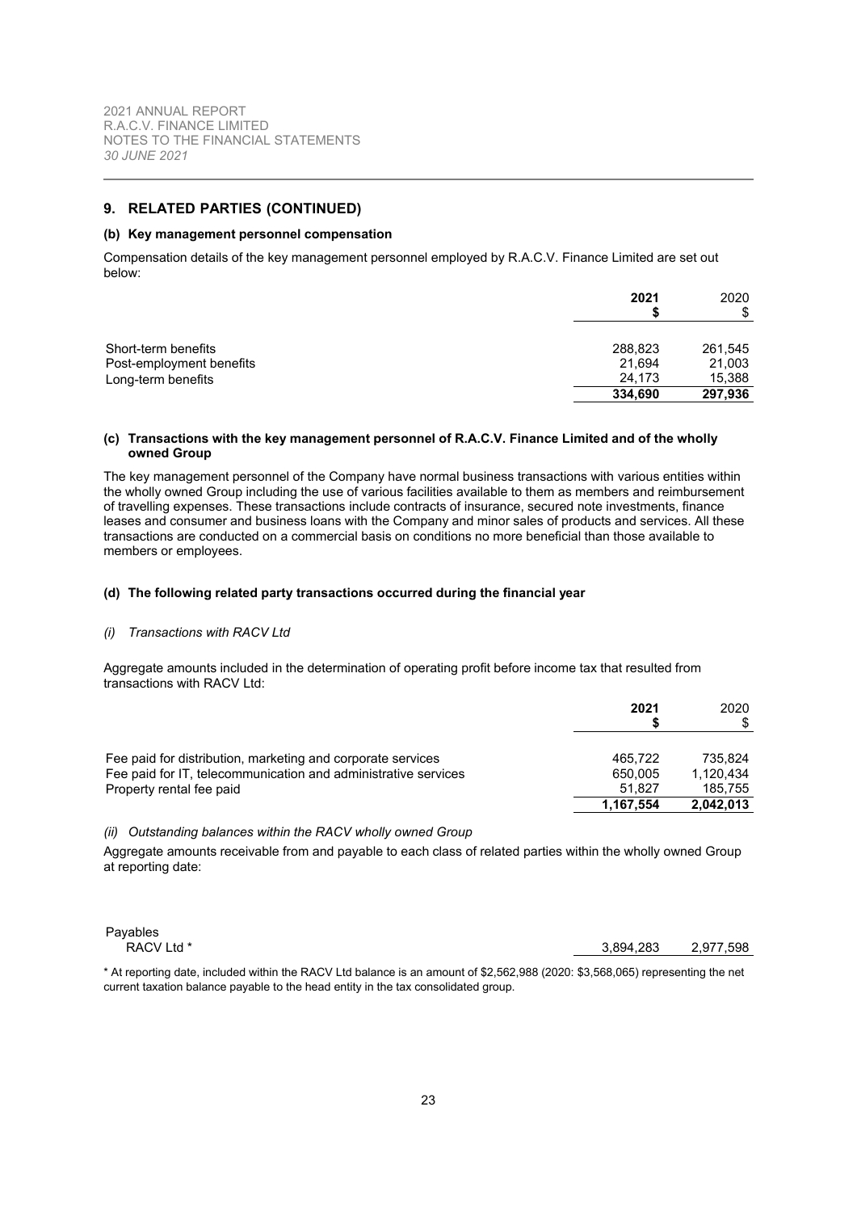## 9. RELATED PARTIES (CONTINUED)

### (b) Key management personnel compensation

Compensation details of the key management personnel employed by R.A.C.V. Finance Limited are set out below:

| | **2021 $** | 2020 $ |
|---|---|---|
| Short-term benefits | 288,823 | 261,545 |
| Post-employment benefits | 21,694 | 21,003 |
| Long-term benefits | 24,173 | 15,388 |
| | **334,690** | **297,936** |

### (c) Transactions with the key management personnel of R.A.C.V. Finance Limited and of the wholly owned Group

The key management personnel of the Company have normal business transactions with various entities within the wholly owned Group including the use of various facilities available to them as members and reimbursement of travelling expenses. These transactions include contracts of insurance, secured note investments, finance leases and consumer and business loans with the Company and minor sales of products and services. All these transactions are conducted on a commercial basis on conditions no more beneficial than those available to members or employees.

### (d) The following related party transactions occurred during the financial year

*(i) Transactions with RACV Ltd*

Aggregate amounts included in the determination of operating profit before income tax that resulted from transactions with RACV Ltd:

| | **2021 $** | 2020 $ |
|---|---|---|
| Fee paid for distribution, marketing and corporate services | 465,722 | 735,824 |
| Fee paid for IT, telecommunication and administrative services | 650,005 | 1,120,434 |
| Property rental fee paid | 51,827 | 185,755 |
| | **1,167,554** | **2,042,013** |

*(ii) Outstanding balances within the RACV wholly owned Group*

Aggregate amounts receivable from and payable to each class of related parties within the wholly owned Group at reporting date:

| | | |
|---|---|---|
| Payables | | |
| RACV Ltd * | 3,894,283 | 2,977,598 |

\* At reporting date, included within the RACV Ltd balance is an amount of $2,562,988 (2020: $3,568,065) representing the net current taxation balance payable to the head entity in the tax consolidated group.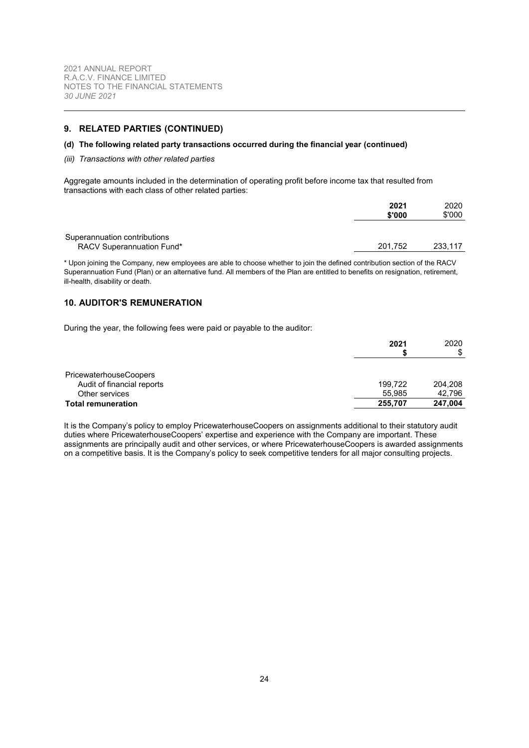## 9. RELATED PARTIES (CONTINUED)

### (d) The following related party transactions occurred during the financial year (continued)

*(iii) Transactions with other related parties*

Aggregate amounts included in the determination of operating profit before income tax that resulted from transactions with each class of other related parties:

| | **2021 \$'000** | 2020 \$'000 |
|---|---|---|
| Superannuation contributions | | |
| RACV Superannuation Fund* | 201,752 | 233,117 |

* Upon joining the Company, new employees are able to choose whether to join the defined contribution section of the RACV Superannuation Fund (Plan) or an alternative fund. All members of the Plan are entitled to benefits on resignation, retirement, ill-health, disability or death.

## 10. AUDITOR'S REMUNERATION

During the year, the following fees were paid or payable to the auditor:

| | **2021 \$** | 2020 \$ |
|---|---|---|
| PricewaterhouseCoopers | | |
| Audit of financial reports | 199,722 | 204,208 |
| Other services | 55,985 | 42,796 |
| **Total remuneration** | **255,707** | **247,004** |

It is the Company's policy to employ PricewaterhouseCoopers on assignments additional to their statutory audit duties where PricewaterhouseCoopers' expertise and experience with the Company are important. These assignments are principally audit and other services, or where PricewaterhouseCoopers is awarded assignments on a competitive basis. It is the Company's policy to seek competitive tenders for all major consulting projects.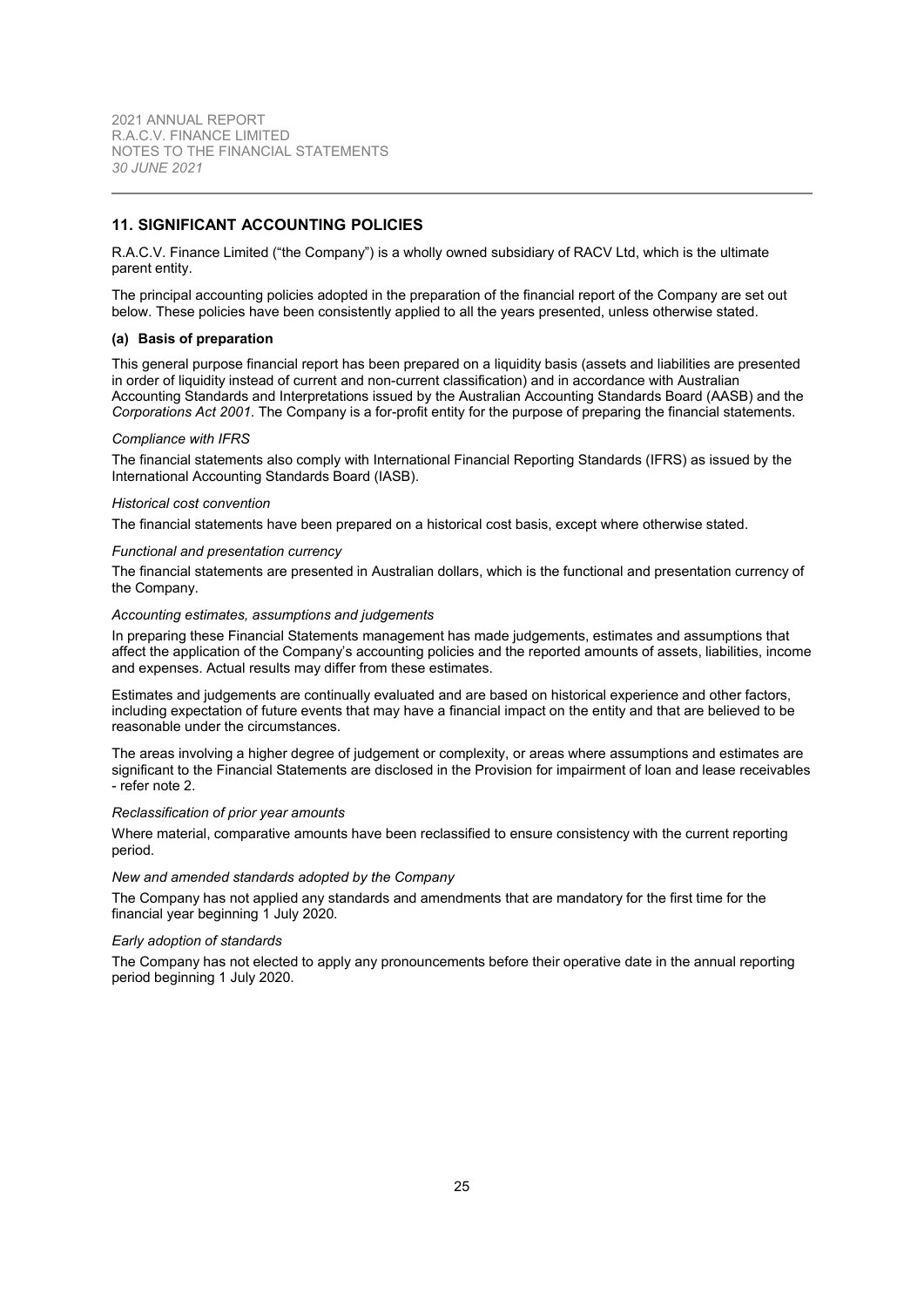## 11. SIGNIFICANT ACCOUNTING POLICIES

R.A.C.V. Finance Limited ("the Company") is a wholly owned subsidiary of RACV Ltd, which is the ultimate parent entity.

The principal accounting policies adopted in the preparation of the financial report of the Company are set out below. These policies have been consistently applied to all the years presented, unless otherwise stated.

### (a) Basis of preparation

This general purpose financial report has been prepared on a liquidity basis (assets and liabilities are presented in order of liquidity instead of current and non-current classification) and in accordance with Australian Accounting Standards and Interpretations issued by the Australian Accounting Standards Board (AASB) and the *Corporations Act 2001*. The Company is a for-profit entity for the purpose of preparing the financial statements.

*Compliance with IFRS*

The financial statements also comply with International Financial Reporting Standards (IFRS) as issued by the International Accounting Standards Board (IASB).

*Historical cost convention*

The financial statements have been prepared on a historical cost basis, except where otherwise stated.

*Functional and presentation currency*

The financial statements are presented in Australian dollars, which is the functional and presentation currency of the Company.

*Accounting estimates, assumptions and judgements*

In preparing these Financial Statements management has made judgements, estimates and assumptions that affect the application of the Company's accounting policies and the reported amounts of assets, liabilities, income and expenses. Actual results may differ from these estimates.

Estimates and judgements are continually evaluated and are based on historical experience and other factors, including expectation of future events that may have a financial impact on the entity and that are believed to be reasonable under the circumstances.

The areas involving a higher degree of judgement or complexity, or areas where assumptions and estimates are significant to the Financial Statements are disclosed in the Provision for impairment of loan and lease receivables - refer note 2.

*Reclassification of prior year amounts*

Where material, comparative amounts have been reclassified to ensure consistency with the current reporting period.

*New and amended standards adopted by the Company*

The Company has not applied any standards and amendments that are mandatory for the first time for the financial year beginning 1 July 2020.

*Early adoption of standards*

The Company has not elected to apply any pronouncements before their operative date in the annual reporting period beginning 1 July 2020.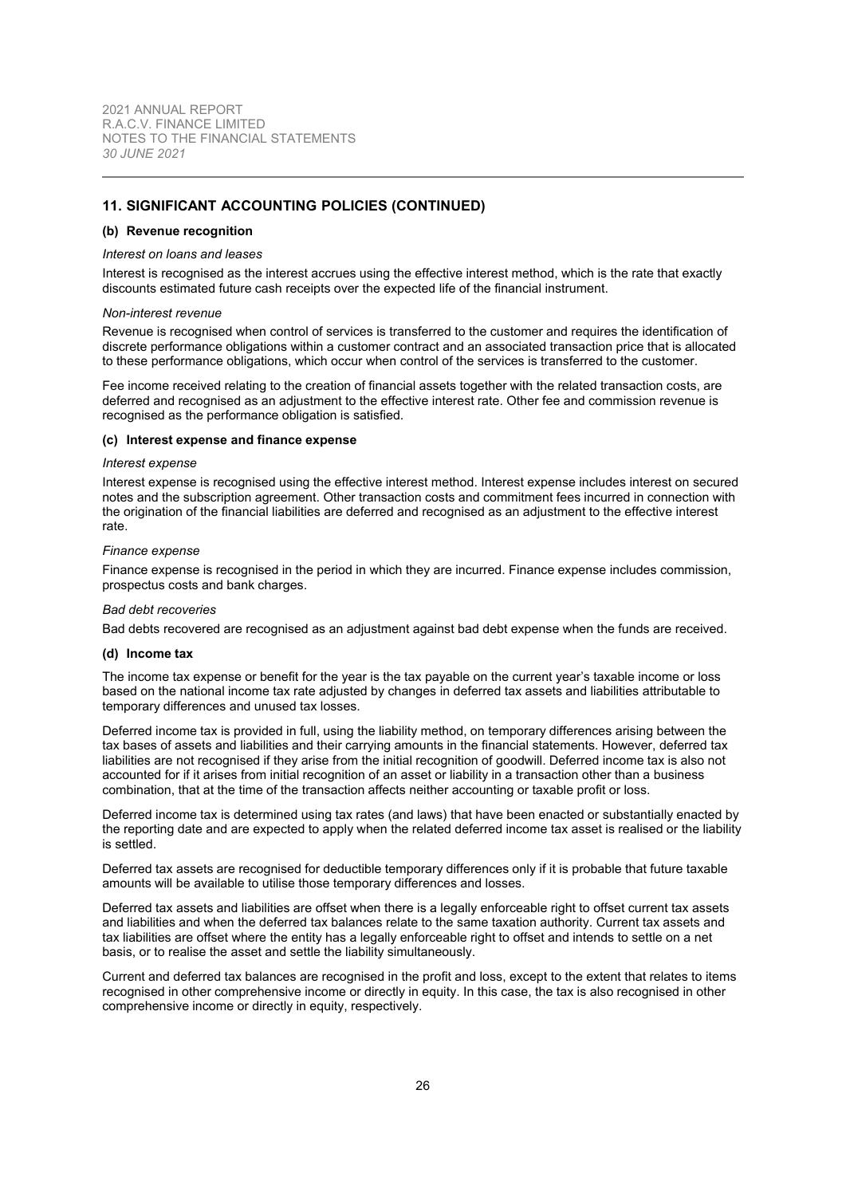## 11. SIGNIFICANT ACCOUNTING POLICIES (CONTINUED)

### (b) Revenue recognition

*Interest on loans and leases*

Interest is recognised as the interest accrues using the effective interest method, which is the rate that exactly discounts estimated future cash receipts over the expected life of the financial instrument.

*Non-interest revenue*

Revenue is recognised when control of services is transferred to the customer and requires the identification of discrete performance obligations within a customer contract and an associated transaction price that is allocated to these performance obligations, which occur when control of the services is transferred to the customer.

Fee income received relating to the creation of financial assets together with the related transaction costs, are deferred and recognised as an adjustment to the effective interest rate. Other fee and commission revenue is recognised as the performance obligation is satisfied.

### (c) Interest expense and finance expense

*Interest expense*

Interest expense is recognised using the effective interest method. Interest expense includes interest on secured notes and the subscription agreement. Other transaction costs and commitment fees incurred in connection with the origination of the financial liabilities are deferred and recognised as an adjustment to the effective interest rate.

*Finance expense*

Finance expense is recognised in the period in which they are incurred. Finance expense includes commission, prospectus costs and bank charges.

*Bad debt recoveries*

Bad debts recovered are recognised as an adjustment against bad debt expense when the funds are received.

### (d) Income tax

The income tax expense or benefit for the year is the tax payable on the current year's taxable income or loss based on the national income tax rate adjusted by changes in deferred tax assets and liabilities attributable to temporary differences and unused tax losses.

Deferred income tax is provided in full, using the liability method, on temporary differences arising between the tax bases of assets and liabilities and their carrying amounts in the financial statements. However, deferred tax liabilities are not recognised if they arise from the initial recognition of goodwill. Deferred income tax is also not accounted for if it arises from initial recognition of an asset or liability in a transaction other than a business combination, that at the time of the transaction affects neither accounting or taxable profit or loss.

Deferred income tax is determined using tax rates (and laws) that have been enacted or substantially enacted by the reporting date and are expected to apply when the related deferred income tax asset is realised or the liability is settled.

Deferred tax assets are recognised for deductible temporary differences only if it is probable that future taxable amounts will be available to utilise those temporary differences and losses.

Deferred tax assets and liabilities are offset when there is a legally enforceable right to offset current tax assets and liabilities and when the deferred tax balances relate to the same taxation authority. Current tax assets and tax liabilities are offset where the entity has a legally enforceable right to offset and intends to settle on a net basis, or to realise the asset and settle the liability simultaneously.

Current and deferred tax balances are recognised in the profit and loss, except to the extent that relates to items recognised in other comprehensive income or directly in equity. In this case, the tax is also recognised in other comprehensive income or directly in equity, respectively.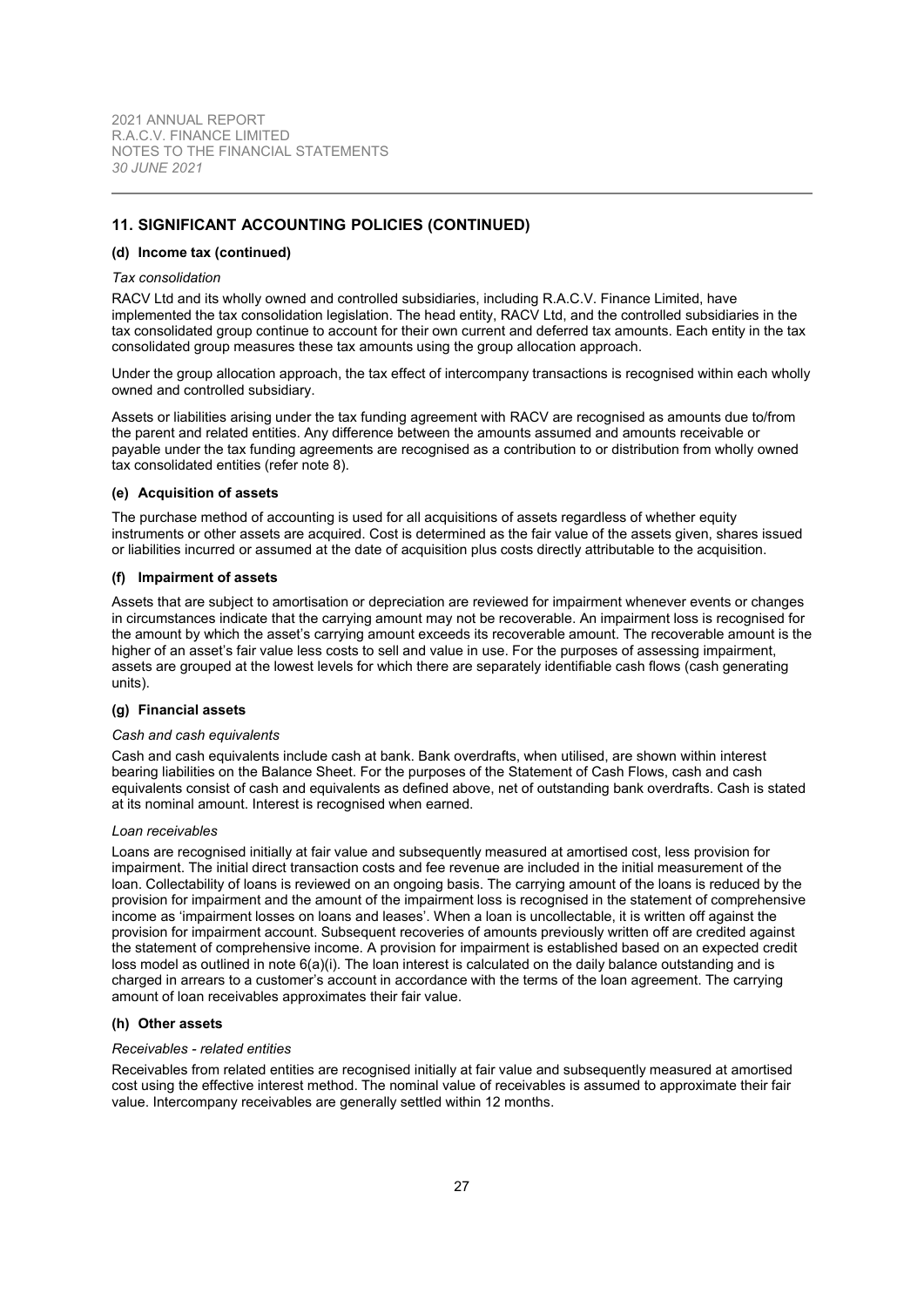## 11. SIGNIFICANT ACCOUNTING POLICIES (CONTINUED)

### (d) Income tax (continued)

*Tax consolidation*

RACV Ltd and its wholly owned and controlled subsidiaries, including R.A.C.V. Finance Limited, have implemented the tax consolidation legislation. The head entity, RACV Ltd, and the controlled subsidiaries in the tax consolidated group continue to account for their own current and deferred tax amounts. Each entity in the tax consolidated group measures these tax amounts using the group allocation approach.

Under the group allocation approach, the tax effect of intercompany transactions is recognised within each wholly owned and controlled subsidiary.

Assets or liabilities arising under the tax funding agreement with RACV are recognised as amounts due to/from the parent and related entities. Any difference between the amounts assumed and amounts receivable or payable under the tax funding agreements are recognised as a contribution to or distribution from wholly owned tax consolidated entities (refer note 8).

### (e) Acquisition of assets

The purchase method of accounting is used for all acquisitions of assets regardless of whether equity instruments or other assets are acquired. Cost is determined as the fair value of the assets given, shares issued or liabilities incurred or assumed at the date of acquisition plus costs directly attributable to the acquisition.

### (f) Impairment of assets

Assets that are subject to amortisation or depreciation are reviewed for impairment whenever events or changes in circumstances indicate that the carrying amount may not be recoverable. An impairment loss is recognised for the amount by which the asset's carrying amount exceeds its recoverable amount. The recoverable amount is the higher of an asset's fair value less costs to sell and value in use. For the purposes of assessing impairment, assets are grouped at the lowest levels for which there are separately identifiable cash flows (cash generating units).

### (g) Financial assets

*Cash and cash equivalents*

Cash and cash equivalents include cash at bank. Bank overdrafts, when utilised, are shown within interest bearing liabilities on the Balance Sheet. For the purposes of the Statement of Cash Flows, cash and cash equivalents consist of cash and equivalents as defined above, net of outstanding bank overdrafts. Cash is stated at its nominal amount. Interest is recognised when earned.

*Loan receivables*

Loans are recognised initially at fair value and subsequently measured at amortised cost, less provision for impairment. The initial direct transaction costs and fee revenue are included in the initial measurement of the loan. Collectability of loans is reviewed on an ongoing basis. The carrying amount of the loans is reduced by the provision for impairment and the amount of the impairment loss is recognised in the statement of comprehensive income as 'impairment losses on loans and leases'. When a loan is uncollectable, it is written off against the provision for impairment account. Subsequent recoveries of amounts previously written off are credited against the statement of comprehensive income. A provision for impairment is established based on an expected credit loss model as outlined in note 6(a)(i). The loan interest is calculated on the daily balance outstanding and is charged in arrears to a customer's account in accordance with the terms of the loan agreement. The carrying amount of loan receivables approximates their fair value.

### (h) Other assets

*Receivables - related entities*

Receivables from related entities are recognised initially at fair value and subsequently measured at amortised cost using the effective interest method. The nominal value of receivables is assumed to approximate their fair value. Intercompany receivables are generally settled within 12 months.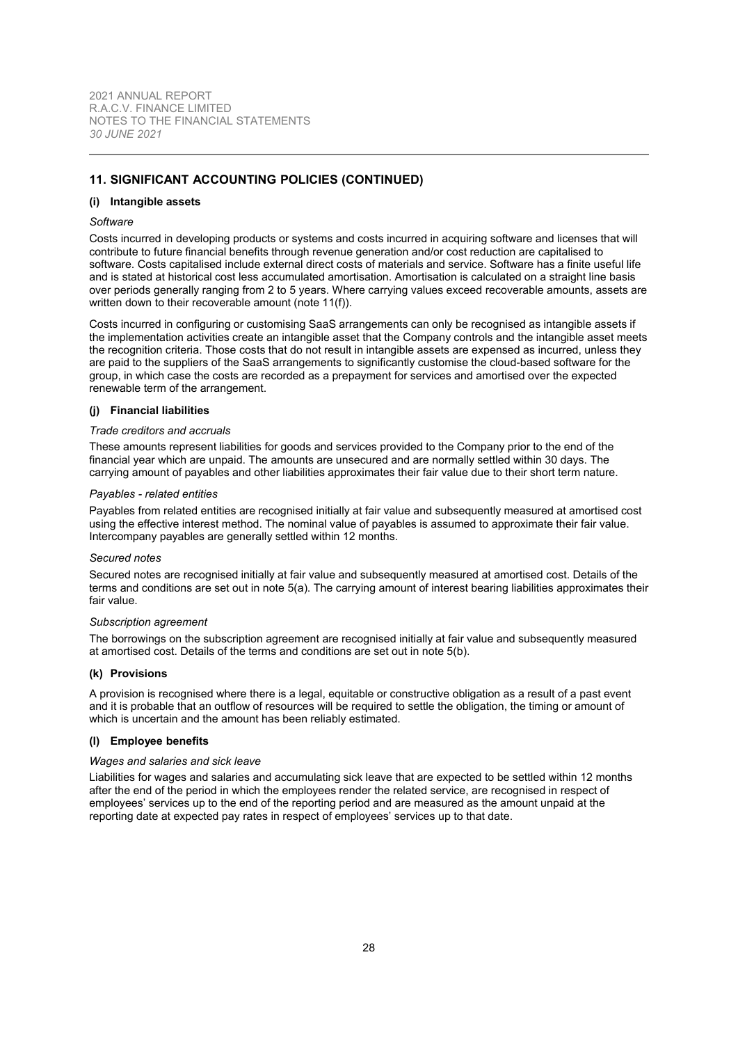## 11. SIGNIFICANT ACCOUNTING POLICIES (CONTINUED)

### (i) Intangible assets

*Software*

Costs incurred in developing products or systems and costs incurred in acquiring software and licenses that will contribute to future financial benefits through revenue generation and/or cost reduction are capitalised to software. Costs capitalised include external direct costs of materials and service. Software has a finite useful life and is stated at historical cost less accumulated amortisation. Amortisation is calculated on a straight line basis over periods generally ranging from 2 to 5 years. Where carrying values exceed recoverable amounts, assets are written down to their recoverable amount (note 11(f)).

Costs incurred in configuring or customising SaaS arrangements can only be recognised as intangible assets if the implementation activities create an intangible asset that the Company controls and the intangible asset meets the recognition criteria. Those costs that do not result in intangible assets are expensed as incurred, unless they are paid to the suppliers of the SaaS arrangements to significantly customise the cloud-based software for the group, in which case the costs are recorded as a prepayment for services and amortised over the expected renewable term of the arrangement.

### (j) Financial liabilities

*Trade creditors and accruals*

These amounts represent liabilities for goods and services provided to the Company prior to the end of the financial year which are unpaid. The amounts are unsecured and are normally settled within 30 days. The carrying amount of payables and other liabilities approximates their fair value due to their short term nature.

*Payables - related entities*

Payables from related entities are recognised initially at fair value and subsequently measured at amortised cost using the effective interest method. The nominal value of payables is assumed to approximate their fair value. Intercompany payables are generally settled within 12 months.

*Secured notes*

Secured notes are recognised initially at fair value and subsequently measured at amortised cost. Details of the terms and conditions are set out in note 5(a). The carrying amount of interest bearing liabilities approximates their fair value.

*Subscription agreement*

The borrowings on the subscription agreement are recognised initially at fair value and subsequently measured at amortised cost. Details of the terms and conditions are set out in note 5(b).

### (k) Provisions

A provision is recognised where there is a legal, equitable or constructive obligation as a result of a past event and it is probable that an outflow of resources will be required to settle the obligation, the timing or amount of which is uncertain and the amount has been reliably estimated.

### (l) Employee benefits

*Wages and salaries and sick leave*

Liabilities for wages and salaries and accumulating sick leave that are expected to be settled within 12 months after the end of the period in which the employees render the related service, are recognised in respect of employees' services up to the end of the reporting period and are measured as the amount unpaid at the reporting date at expected pay rates in respect of employees' services up to that date.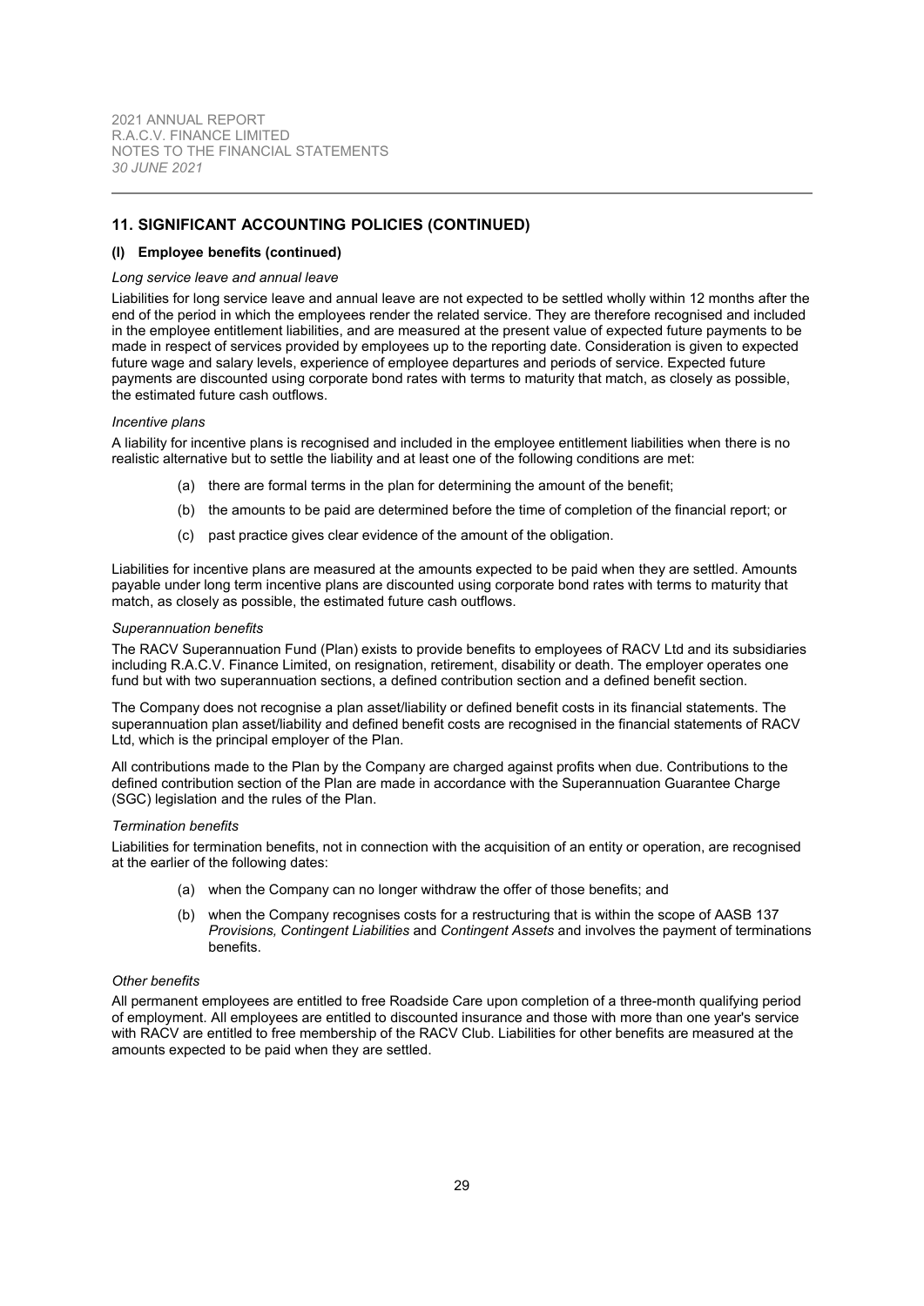## 11. SIGNIFICANT ACCOUNTING POLICIES (CONTINUED)

### (l) Employee benefits (continued)

*Long service leave and annual leave*

Liabilities for long service leave and annual leave are not expected to be settled wholly within 12 months after the end of the period in which the employees render the related service. They are therefore recognised and included in the employee entitlement liabilities, and are measured at the present value of expected future payments to be made in respect of services provided by employees up to the reporting date. Consideration is given to expected future wage and salary levels, experience of employee departures and periods of service. Expected future payments are discounted using corporate bond rates with terms to maturity that match, as closely as possible, the estimated future cash outflows.

*Incentive plans*

A liability for incentive plans is recognised and included in the employee entitlement liabilities when there is no realistic alternative but to settle the liability and at least one of the following conditions are met:

(a) there are formal terms in the plan for determining the amount of the benefit;

(b) the amounts to be paid are determined before the time of completion of the financial report; or

(c) past practice gives clear evidence of the amount of the obligation.

Liabilities for incentive plans are measured at the amounts expected to be paid when they are settled. Amounts payable under long term incentive plans are discounted using corporate bond rates with terms to maturity that match, as closely as possible, the estimated future cash outflows.

*Superannuation benefits*

The RACV Superannuation Fund (Plan) exists to provide benefits to employees of RACV Ltd and its subsidiaries including R.A.C.V. Finance Limited, on resignation, retirement, disability or death. The employer operates one fund but with two superannuation sections, a defined contribution section and a defined benefit section.

The Company does not recognise a plan asset/liability or defined benefit costs in its financial statements. The superannuation plan asset/liability and defined benefit costs are recognised in the financial statements of RACV Ltd, which is the principal employer of the Plan.

All contributions made to the Plan by the Company are charged against profits when due. Contributions to the defined contribution section of the Plan are made in accordance with the Superannuation Guarantee Charge (SGC) legislation and the rules of the Plan.

*Termination benefits*

Liabilities for termination benefits, not in connection with the acquisition of an entity or operation, are recognised at the earlier of the following dates:

(a) when the Company can no longer withdraw the offer of those benefits; and

(b) when the Company recognises costs for a restructuring that is within the scope of AASB 137 *Provisions, Contingent Liabilities* and *Contingent Assets* and involves the payment of terminations benefits.

*Other benefits*

All permanent employees are entitled to free Roadside Care upon completion of a three-month qualifying period of employment. All employees are entitled to discounted insurance and those with more than one year's service with RACV are entitled to free membership of the RACV Club. Liabilities for other benefits are measured at the amounts expected to be paid when they are settled.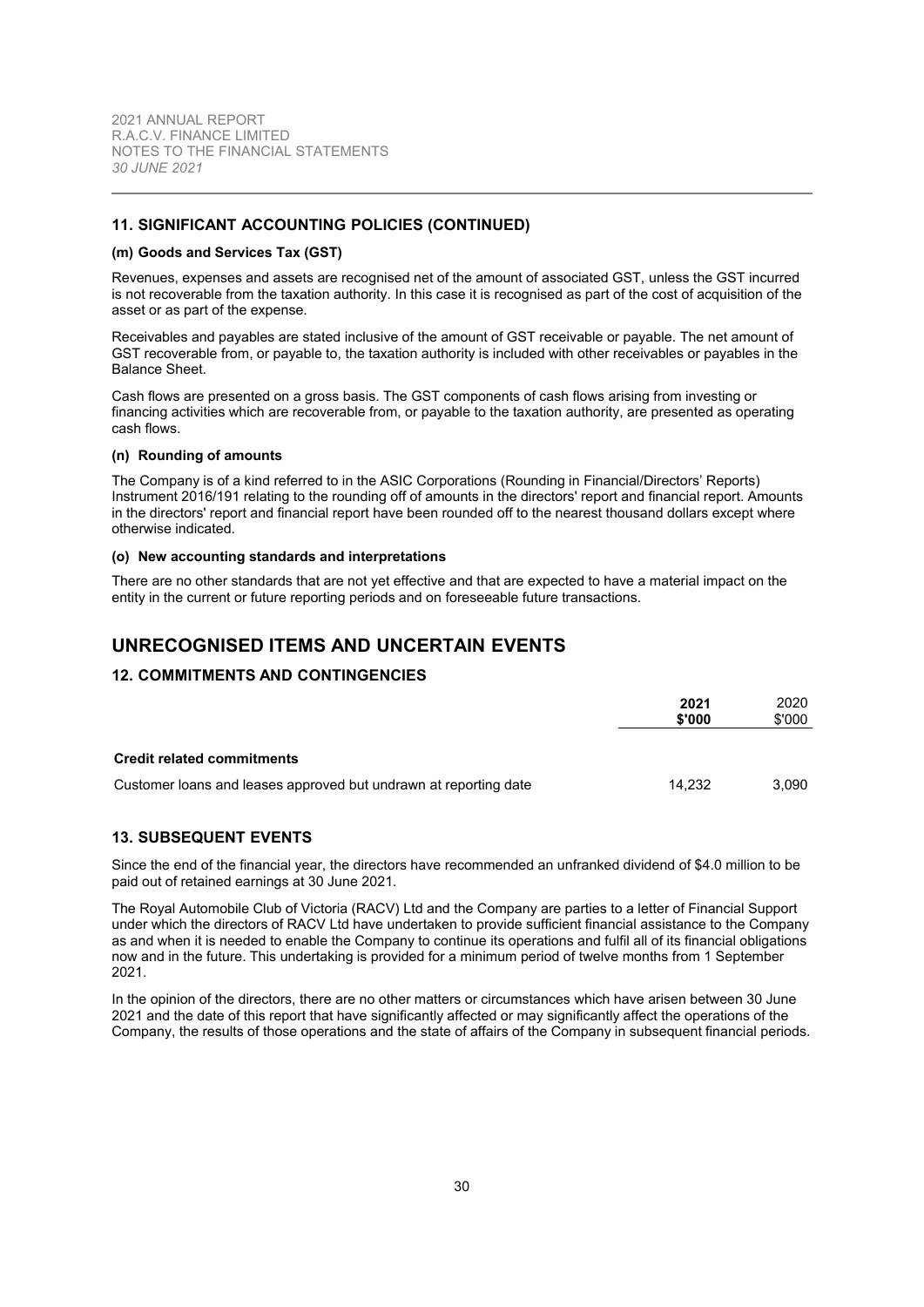## 11. SIGNIFICANT ACCOUNTING POLICIES (CONTINUED)

### (m) Goods and Services Tax (GST)

Revenues, expenses and assets are recognised net of the amount of associated GST, unless the GST incurred is not recoverable from the taxation authority. In this case it is recognised as part of the cost of acquisition of the asset or as part of the expense.

Receivables and payables are stated inclusive of the amount of GST receivable or payable. The net amount of GST recoverable from, or payable to, the taxation authority is included with other receivables or payables in the Balance Sheet.

Cash flows are presented on a gross basis. The GST components of cash flows arising from investing or financing activities which are recoverable from, or payable to the taxation authority, are presented as operating cash flows.

### (n) Rounding of amounts

The Company is of a kind referred to in the ASIC Corporations (Rounding in Financial/Directors' Reports) Instrument 2016/191 relating to the rounding off of amounts in the directors' report and financial report. Amounts in the directors' report and financial report have been rounded off to the nearest thousand dollars except where otherwise indicated.

### (o) New accounting standards and interpretations

There are no other standards that are not yet effective and that are expected to have a material impact on the entity in the current or future reporting periods and on foreseeable future transactions.

# UNRECOGNISED ITEMS AND UNCERTAIN EVENTS

## 12. COMMITMENTS AND CONTINGENCIES

| | **2021 \$'000** | 2020 \$'000 |
|---|---|---|
| **Credit related commitments** | | |
| Customer loans and leases approved but undrawn at reporting date | 14,232 | 3,090 |

## 13. SUBSEQUENT EVENTS

Since the end of the financial year, the directors have recommended an unfranked dividend of $4.0 million to be paid out of retained earnings at 30 June 2021.

The Royal Automobile Club of Victoria (RACV) Ltd and the Company are parties to a letter of Financial Support under which the directors of RACV Ltd have undertaken to provide sufficient financial assistance to the Company as and when it is needed to enable the Company to continue its operations and fulfil all of its financial obligations now and in the future. This undertaking is provided for a minimum period of twelve months from 1 September 2021.

In the opinion of the directors, there are no other matters or circumstances which have arisen between 30 June 2021 and the date of this report that have significantly affected or may significantly affect the operations of the Company, the results of those operations and the state of affairs of the Company in subsequent financial periods.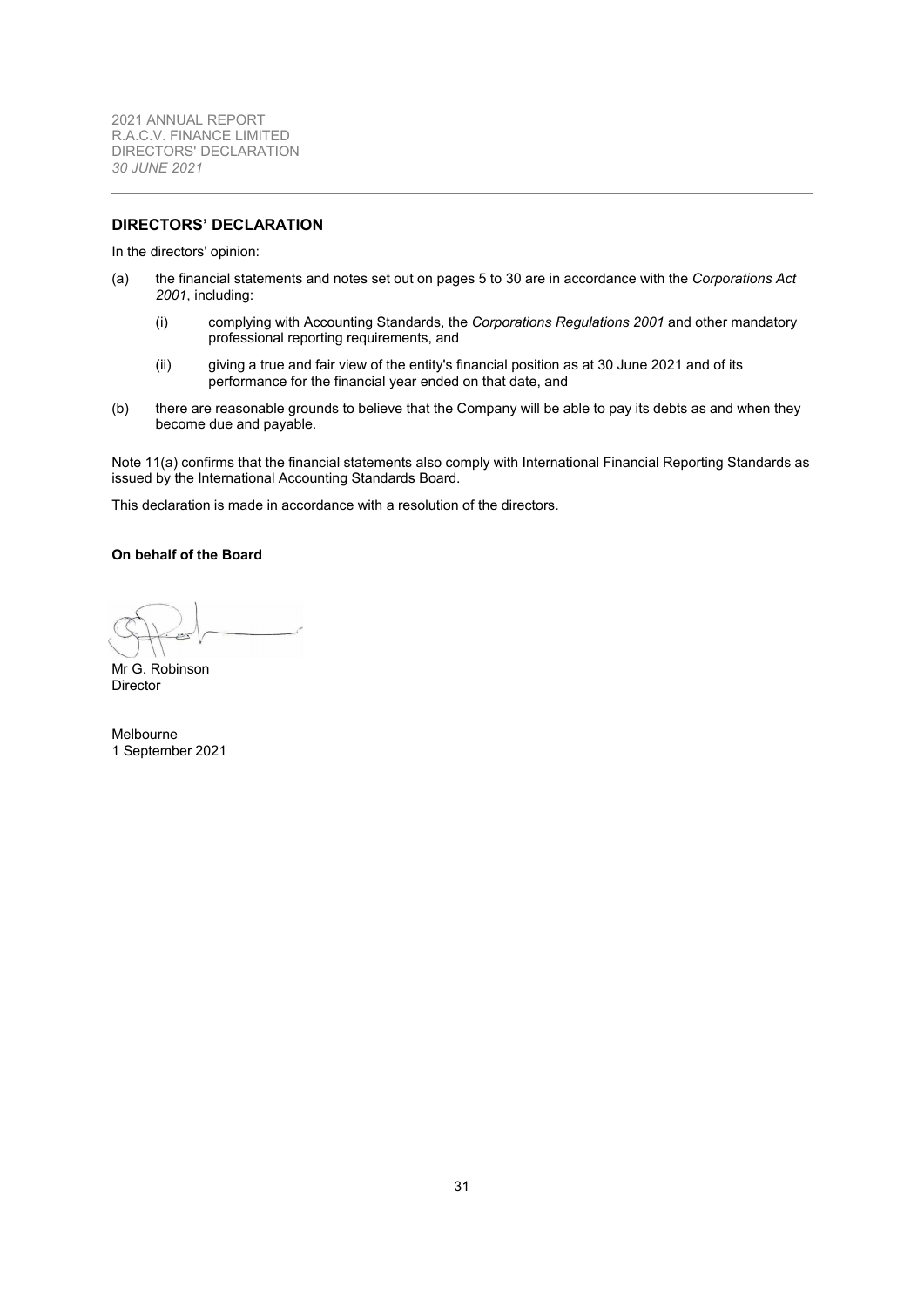## DIRECTORS' DECLARATION

In the directors' opinion:

(a) the financial statements and notes set out on pages 5 to 30 are in accordance with the *Corporations Act 2001*, including:

   (i) complying with Accounting Standards, the *Corporations Regulations 2001* and other mandatory professional reporting requirements, and

   (ii) giving a true and fair view of the entity's financial position as at 30 June 2021 and of its performance for the financial year ended on that date, and

(b) there are reasonable grounds to believe that the Company will be able to pay its debts as and when they become due and payable.

Note 11(a) confirms that the financial statements also comply with International Financial Reporting Standards as issued by the International Accounting Standards Board.

This declaration is made in accordance with a resolution of the directors.

**On behalf of the Board**

Mr G. Robinson
Director

Melbourne
1 September 2021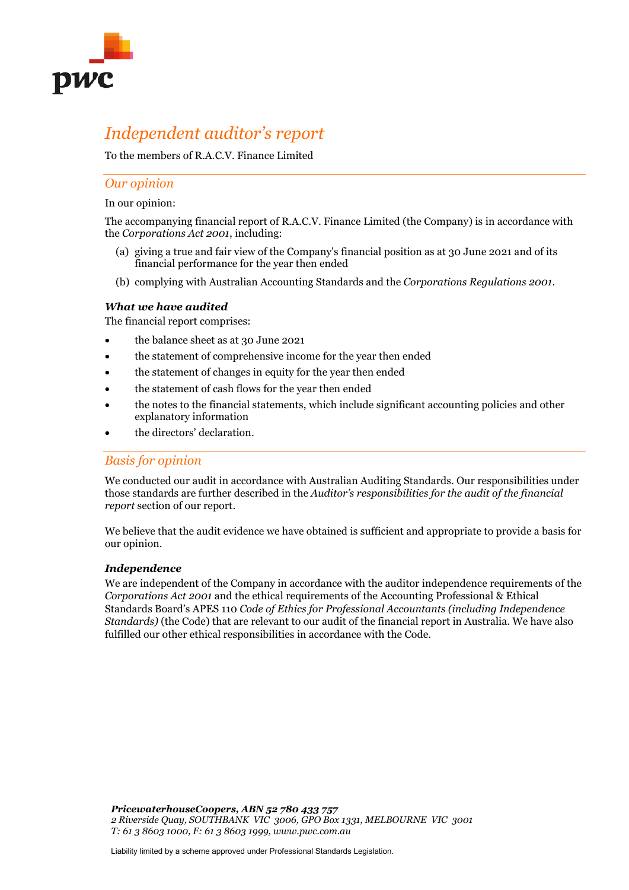# *Independent auditor's report*

To the members of R.A.C.V. Finance Limited

## *Our opinion*

In our opinion:

The accompanying financial report of R.A.C.V. Finance Limited (the Company) is in accordance with the *Corporations Act 2001*, including:

(a) giving a true and fair view of the Company's financial position as at 30 June 2021 and of its financial performance for the year then ended

(b) complying with Australian Accounting Standards and the *Corporations Regulations 2001*.

***What we have audited***

The financial report comprises:

- the balance sheet as at 30 June 2021
- the statement of comprehensive income for the year then ended
- the statement of changes in equity for the year then ended
- the statement of cash flows for the year then ended
- the notes to the financial statements, which include significant accounting policies and other explanatory information
- the directors' declaration.

## *Basis for opinion*

We conducted our audit in accordance with Australian Auditing Standards. Our responsibilities under those standards are further described in the *Auditor's responsibilities for the audit of the financial report* section of our report.

We believe that the audit evidence we have obtained is sufficient and appropriate to provide a basis for our opinion.

***Independence***

We are independent of the Company in accordance with the auditor independence requirements of the *Corporations Act 2001* and the ethical requirements of the Accounting Professional & Ethical Standards Board's APES 110 *Code of Ethics for Professional Accountants (including Independence Standards)* (the Code) that are relevant to our audit of the financial report in Australia. We have also fulfilled our other ethical responsibilities in accordance with the Code.

***PricewaterhouseCoopers, ABN 52 780 433 757***
*2 Riverside Quay, SOUTHBANK VIC 3006, GPO Box 1331, MELBOURNE VIC 3001*
*T: 61 3 8603 1000, F: 61 3 8603 1999, www.pwc.com.au*

Liability limited by a scheme approved under Professional Standards Legislation.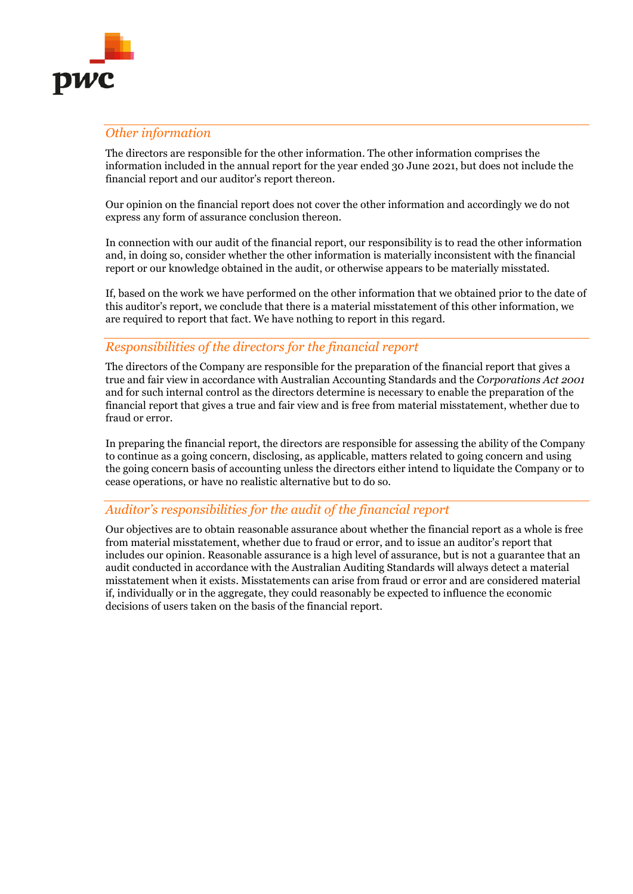### *Other information*

The directors are responsible for the other information. The other information comprises the information included in the annual report for the year ended 30 June 2021, but does not include the financial report and our auditor's report thereon.

Our opinion on the financial report does not cover the other information and accordingly we do not express any form of assurance conclusion thereon.

In connection with our audit of the financial report, our responsibility is to read the other information and, in doing so, consider whether the other information is materially inconsistent with the financial report or our knowledge obtained in the audit, or otherwise appears to be materially misstated.

If, based on the work we have performed on the other information that we obtained prior to the date of this auditor's report, we conclude that there is a material misstatement of this other information, we are required to report that fact. We have nothing to report in this regard.

### *Responsibilities of the directors for the financial report*

The directors of the Company are responsible for the preparation of the financial report that gives a true and fair view in accordance with Australian Accounting Standards and the *Corporations Act 2001* and for such internal control as the directors determine is necessary to enable the preparation of the financial report that gives a true and fair view and is free from material misstatement, whether due to fraud or error.

In preparing the financial report, the directors are responsible for assessing the ability of the Company to continue as a going concern, disclosing, as applicable, matters related to going concern and using the going concern basis of accounting unless the directors either intend to liquidate the Company or to cease operations, or have no realistic alternative but to do so.

### *Auditor's responsibilities for the audit of the financial report*

Our objectives are to obtain reasonable assurance about whether the financial report as a whole is free from material misstatement, whether due to fraud or error, and to issue an auditor's report that includes our opinion. Reasonable assurance is a high level of assurance, but is not a guarantee that an audit conducted in accordance with the Australian Auditing Standards will always detect a material misstatement when it exists. Misstatements can arise from fraud or error and are considered material if, individually or in the aggregate, they could reasonably be expected to influence the economic decisions of users taken on the basis of the financial report.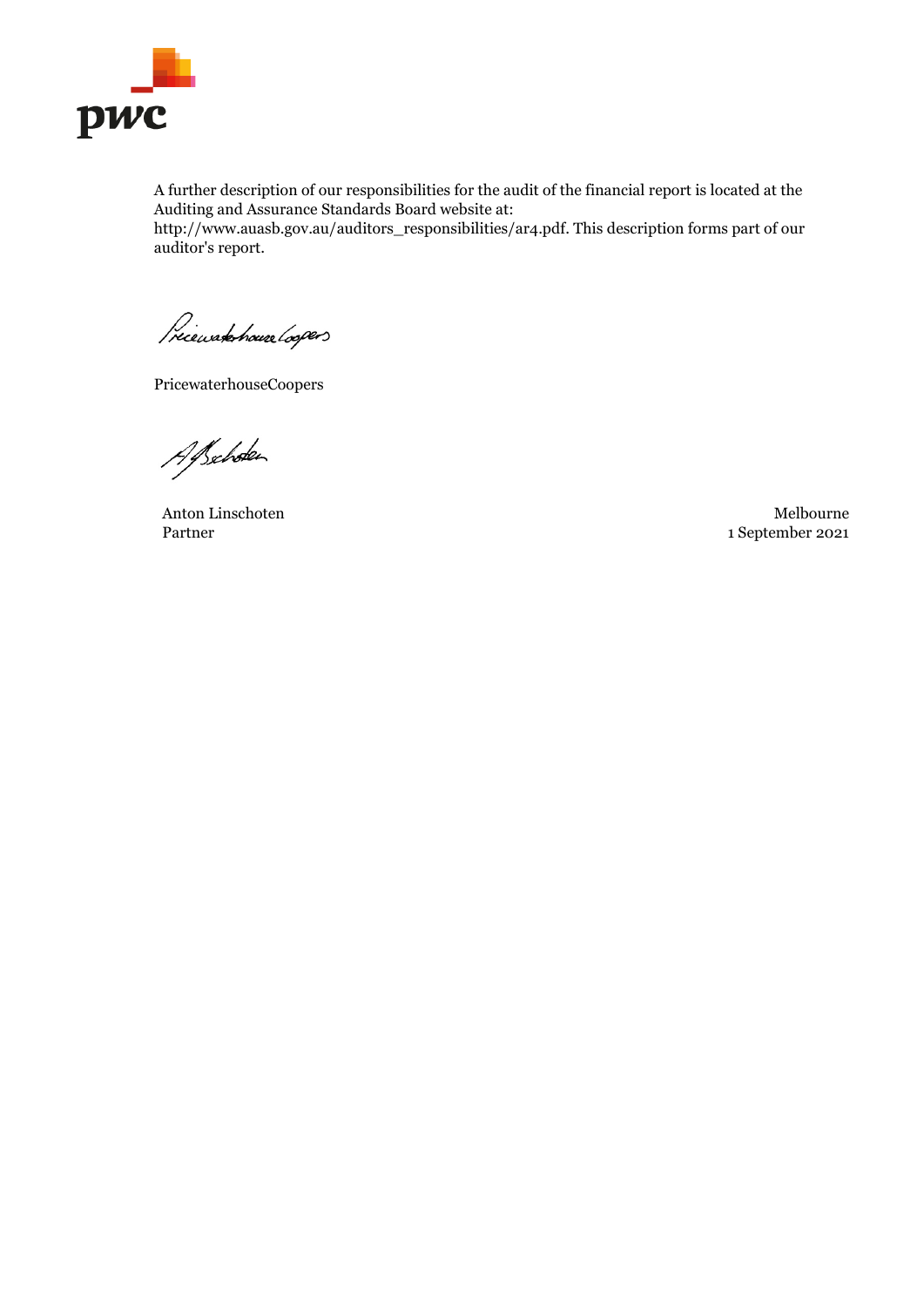A further description of our responsibilities for the audit of the financial report is located at the Auditing and Assurance Standards Board website at: http://www.auasb.gov.au/auditors_responsibilities/ar4.pdf. This description forms part of our auditor's report.

PricewaterhouseCoopers

Anton Linschoten
Partner

Melbourne
1 September 2021